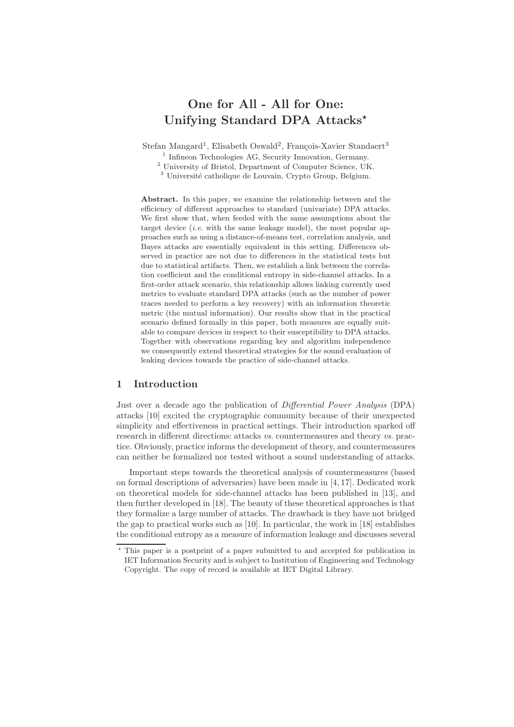# One for All - All for One: Unifying Standard DPA Attacks*

Stefan Mangard[1], Elisabeth Oswald[2], François-Xavier Standaert[3]

[1] Infineon Technologies AG, Security Innovation, Germany.
[2] University of Bristol, Department of Computer Science, UK.
[3] Université catholique de Louvain, Crypto Group, Belgium.

**Abstract.** In this paper, we examine the relationship between and the efficiency of different approaches to standard (univariate) DPA attacks. We first show that, when feeded with the same assumptions about the target device (*i.e.* with the same leakage model), the most popular approaches such as using a distance-of-means test, correlation analysis, and Bayes attacks are essentially equivalent in this setting. Differences observed in practice are not due to differences in the statistical tests but due to statistical artifacts. Then, we establish a link between the correlation coefficient and the conditional entropy in side-channel attacks. In a first-order attack scenario, this relationship allows linking currently used metrics to evaluate standard DPA attacks (such as the number of power traces needed to perform a key recovery) with an information theoretic metric (the mutual information). Our results show that in the practical scenario defined formally in this paper, both measures are equally suitable to compare devices in respect to their susceptibility to DPA attacks. Together with observations regarding key and algorithm independence we consequently extend theoretical strategies for the sound evaluation of leaking devices towards the practice of side-channel attacks.

## 1 Introduction

Just over a decade ago the publication of *Differential Power Analysis* (DPA) attacks [10] excited the cryptographic community because of their unexpected simplicity and effectiveness in practical settings. Their introduction sparked off research in different directions: attacks *vs.* countermeasures and theory *vs.* practice. Obviously, practice informs the development of theory, and countermeasures can neither be formalized nor tested without a sound understanding of attacks.

Important steps towards the theoretical analysis of countermeasures (based on formal descriptions of adversaries) have been made in [4, 17]. Dedicated work on theoretical models for side-channel attacks has been published in [13], and then further developed in [18]. The beauty of these theoretical approaches is that they formalize a large number of attacks. The drawback is they have not bridged the gap to practical works such as [10]. In particular, the work in [18] establishes the conditional entropy as a measure of information leakage and discusses several

* This paper is a postprint of a paper submitted to and accepted for publication in IET Information Security and is subject to Institution of Engineering and Technology Copyright. The copy of record is available at IET Digital Library.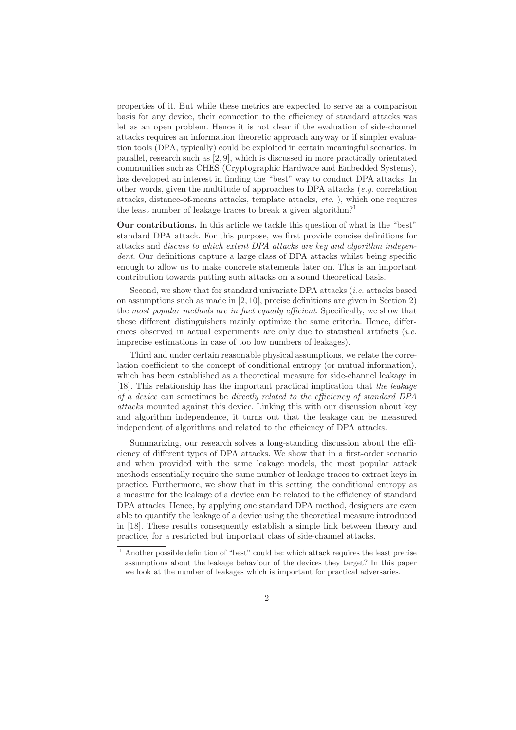properties of it. But while these metrics are expected to serve as a comparison basis for any device, their connection to the efficiency of standard attacks was let as an open problem. Hence it is not clear if the evaluation of side-channel attacks requires an information theoretic approach anyway or if simpler evaluation tools (DPA, typically) could be exploited in certain meaningful scenarios. In parallel, research such as [2, 9], which is discussed in more practically orientated communities such as CHES (Cryptographic Hardware and Embedded Systems), has developed an interest in finding the "best" way to conduct DPA attacks. In other words, given the multitude of approaches to DPA attacks (*e.g.* correlation attacks, distance-of-means attacks, template attacks, *etc.* ), which one requires the least number of leakage traces to break a given algorithm?[1]

**Our contributions.** In this article we tackle this question of what is the "best" standard DPA attack. For this purpose, we first provide concise definitions for attacks and *discuss to which extent DPA attacks are key and algorithm independent*. Our definitions capture a large class of DPA attacks whilst being specific enough to allow us to make concrete statements later on. This is an important contribution towards putting such attacks on a sound theoretical basis.

Second, we show that for standard univariate DPA attacks (*i.e.* attacks based on assumptions such as made in [2, 10], precise definitions are given in Section 2) the *most popular methods are in fact equally efficient*. Specifically, we show that these different distinguishers mainly optimize the same criteria. Hence, differences observed in actual experiments are only due to statistical artifacts (*i.e.* imprecise estimations in case of too low numbers of leakages).

Third and under certain reasonable physical assumptions, we relate the correlation coefficient to the concept of conditional entropy (or mutual information), which has been established as a theoretical measure for side-channel leakage in [18]. This relationship has the important practical implication that *the leakage of a device* can sometimes be *directly related to the efficiency of standard DPA attacks* mounted against this device. Linking this with our discussion about key and algorithm independence, it turns out that the leakage can be measured independent of algorithms and related to the efficiency of DPA attacks.

Summarizing, our research solves a long-standing discussion about the efficiency of different types of DPA attacks. We show that in a first-order scenario and when provided with the same leakage models, the most popular attack methods essentially require the same number of leakage traces to extract keys in practice. Furthermore, we show that in this setting, the conditional entropy as a measure for the leakage of a device can be related to the efficiency of standard DPA attacks. Hence, by applying one standard DPA method, designers are even able to quantify the leakage of a device using the theoretical measure introduced in [18]. These results consequently establish a simple link between theory and practice, for a restricted but important class of side-channel attacks.

[1] Another possible definition of "best" could be: which attack requires the least precise assumptions about the leakage behaviour of the devices they target? In this paper we look at the number of leakages which is important for practical adversaries.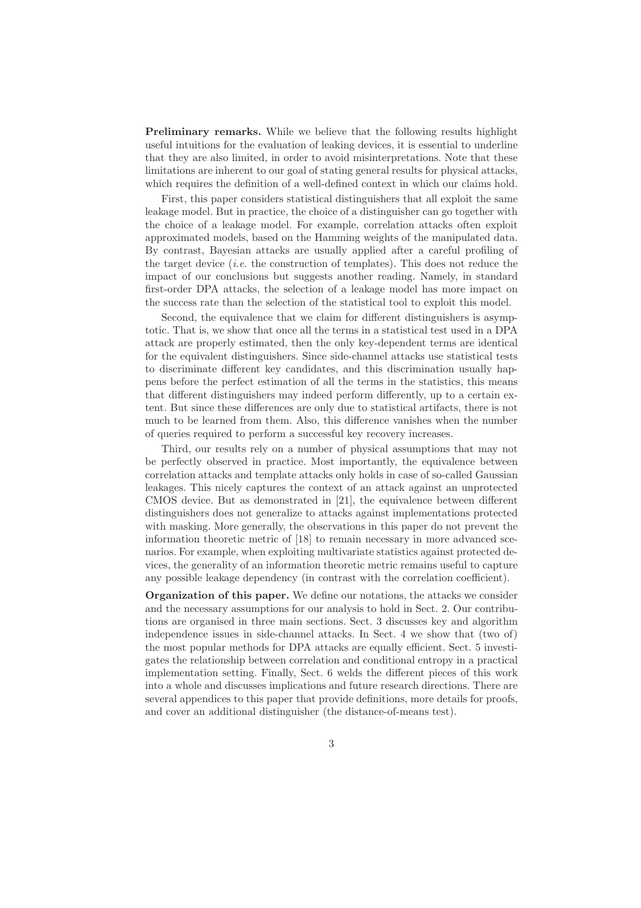**Preliminary remarks.** While we believe that the following results highlight useful intuitions for the evaluation of leaking devices, it is essential to underline that they are also limited, in order to avoid misinterpretations. Note that these limitations are inherent to our goal of stating general results for physical attacks, which requires the definition of a well-defined context in which our claims hold.

First, this paper considers statistical distinguishers that all exploit the same leakage model. But in practice, the choice of a distinguisher can go together with the choice of a leakage model. For example, correlation attacks often exploit approximated models, based on the Hamming weights of the manipulated data. By contrast, Bayesian attacks are usually applied after a careful profiling of the target device (*i.e.* the construction of templates). This does not reduce the impact of our conclusions but suggests another reading. Namely, in standard first-order DPA attacks, the selection of a leakage model has more impact on the success rate than the selection of the statistical tool to exploit this model.

Second, the equivalence that we claim for different distinguishers is asymptotic. That is, we show that once all the terms in a statistical test used in a DPA attack are properly estimated, then the only key-dependent terms are identical for the equivalent distinguishers. Since side-channel attacks use statistical tests to discriminate different key candidates, and this discrimination usually happens before the perfect estimation of all the terms in the statistics, this means that different distinguishers may indeed perform differently, up to a certain extent. But since these differences are only due to statistical artifacts, there is not much to be learned from them. Also, this difference vanishes when the number of queries required to perform a successful key recovery increases.

Third, our results rely on a number of physical assumptions that may not be perfectly observed in practice. Most importantly, the equivalence between correlation attacks and template attacks only holds in case of so-called Gaussian leakages. This nicely captures the context of an attack against an unprotected CMOS device. But as demonstrated in [21], the equivalence between different distinguishers does not generalize to attacks against implementations protected with masking. More generally, the observations in this paper do not prevent the information theoretic metric of [18] to remain necessary in more advanced scenarios. For example, when exploiting multivariate statistics against protected devices, the generality of an information theoretic metric remains useful to capture any possible leakage dependency (in contrast with the correlation coefficient).

**Organization of this paper.** We define our notations, the attacks we consider and the necessary assumptions for our analysis to hold in Sect. 2. Our contributions are organised in three main sections. Sect. 3 discusses key and algorithm independence issues in side-channel attacks. In Sect. 4 we show that (two of) the most popular methods for DPA attacks are equally efficient. Sect. 5 investigates the relationship between correlation and conditional entropy in a practical implementation setting. Finally, Sect. 6 welds the different pieces of this work into a whole and discusses implications and future research directions. There are several appendices to this paper that provide definitions, more details for proofs, and cover an additional distinguisher (the distance-of-means test).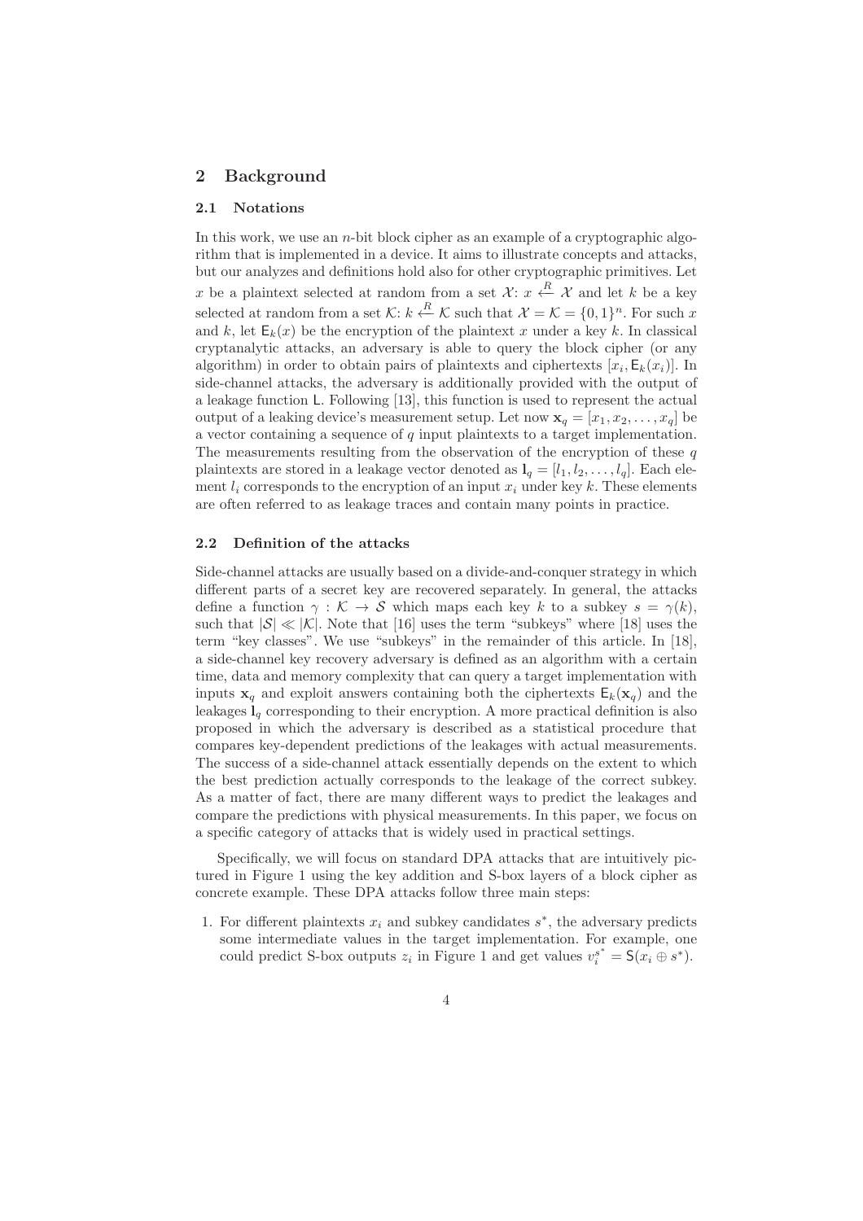## 2 Background

### 2.1 Notations

In this work, we use an $n$-bit block cipher as an example of a cryptographic algorithm that is implemented in a device. It aims to illustrate concepts and attacks, but our analyzes and definitions hold also for other cryptographic primitives. Let $x$ be a plaintext selected at random from a set $\mathcal{X}$: $x \xleftarrow{R} \mathcal{X}$ and let $k$ be a key selected at random from a set $\mathcal{K}$: $k \xleftarrow{R} \mathcal{K}$ such that $\mathcal{X} = \mathcal{K} = \{0,1\}^n$. For such $x$ and $k$, let $\mathsf{E}_k(x)$ be the encryption of the plaintext $x$ under a key $k$. In classical cryptanalytic attacks, an adversary is able to query the block cipher (or any algorithm) in order to obtain pairs of plaintexts and ciphertexts $[x_i, \mathsf{E}_k(x_i)]$. In side-channel attacks, the adversary is additionally provided with the output of a leakage function $\mathsf{L}$. Following [13], this function is used to represent the actual output of a leaking device's measurement setup. Let now $\mathbf{x}_q = [x_1, x_2, \ldots, x_q]$ be a vector containing a sequence of $q$ input plaintexts to a target implementation. The measurements resulting from the observation of the encryption of these $q$ plaintexts are stored in a leakage vector denoted as $\mathbf{l}_q = [l_1, l_2, \ldots, l_q]$. Each element $l_i$ corresponds to the encryption of an input $x_i$ under key $k$. These elements are often referred to as leakage traces and contain many points in practice.

### 2.2 Definition of the attacks

Side-channel attacks are usually based on a divide-and-conquer strategy in which different parts of a secret key are recovered separately. In general, the attacks define a function $\gamma : \mathcal{K} \to \mathcal{S}$ which maps each key $k$ to a subkey $s = \gamma(k)$, such that $|\mathcal{S}| \ll |\mathcal{K}|$. Note that [16] uses the term "subkeys" where [18] uses the term "key classes". We use "subkeys" in the remainder of this article. In [18], a side-channel key recovery adversary is defined as an algorithm with a certain time, data and memory complexity that can query a target implementation with inputs $\mathbf{x}_q$ and exploit answers containing both the ciphertexts $\mathsf{E}_k(\mathbf{x}_q)$ and the leakages $\mathbf{l}_q$ corresponding to their encryption. A more practical definition is also proposed in which the adversary is described as a statistical procedure that compares key-dependent predictions of the leakages with actual measurements. The success of a side-channel attack essentially depends on the extent to which the best prediction actually corresponds to the leakage of the correct subkey. As a matter of fact, there are many different ways to predict the leakages and compare the predictions with physical measurements. In this paper, we focus on a specific category of attacks that is widely used in practical settings.

Specifically, we will focus on standard DPA attacks that are intuitively pictured in Figure 1 using the key addition and S-box layers of a block cipher as concrete example. These DPA attacks follow three main steps:

1. For different plaintexts $x_i$ and subkey candidates $s^*$, the adversary predicts some intermediate values in the target implementation. For example, one could predict S-box outputs $z_i$ in Figure 1 and get values $v_i^{s^*} = \mathsf{S}(x_i \oplus s^*)$.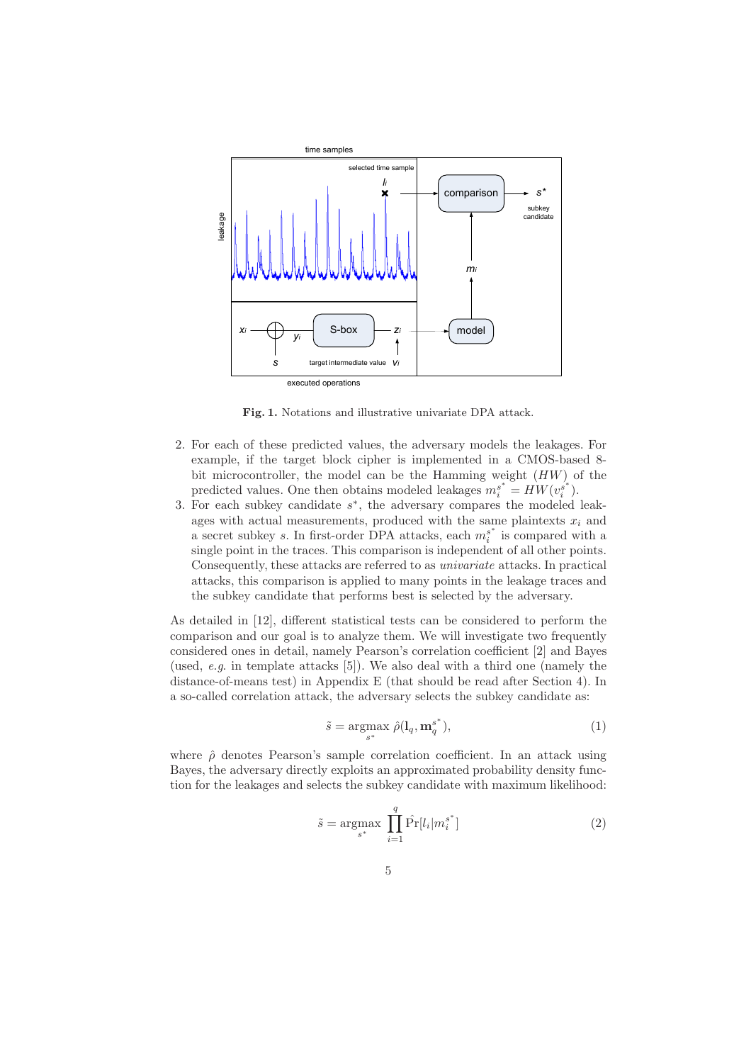Fig. 1. Notations and illustrative univariate DPA attack.

2. For each of these predicted values, the adversary models the leakages. For example, if the target block cipher is implemented in a CMOS-based 8-bit microcontroller, the model can be the Hamming weight ($HW$) of the predicted values. One then obtains modeled leakages $m_i^{s^*} = HW(v_i^{s^*})$.
3. For each subkey candidate $s^*$, the adversary compares the modeled leakages with actual measurements, produced with the same plaintexts $x_i$ and a secret subkey $s$. In first-order DPA attacks, each $m_i^{s^*}$ is compared with a single point in the traces. This comparison is independent of all other points. Consequently, these attacks are referred to as *univariate* attacks. In practical attacks, this comparison is applied to many points in the leakage traces and the subkey candidate that performs best is selected by the adversary.

As detailed in [12], different statistical tests can be considered to perform the comparison and our goal is to analyze them. We will investigate two frequently considered ones in detail, namely Pearson's correlation coefficient [2] and Bayes (used, *e.g.* in template attacks [5]). We also deal with a third one (namely the distance-of-means test) in Appendix E (that should be read after Section 4). In a so-called correlation attack, the adversary selects the subkey candidate as:

$$\tilde{s} = \underset{s^*}{\operatorname{argmax}}\ \hat{\rho}(\mathbf{l}_q, \mathbf{m}_q^{s^*}), \tag{1}$$

where $\hat{\rho}$ denotes Pearson's sample correlation coefficient. In an attack using Bayes, the adversary directly exploits an approximated probability density function for the leakages and selects the subkey candidate with maximum likelihood:

$$\tilde{s} = \underset{s^*}{\operatorname{argmax}} \prod_{i=1}^{q} \hat{\Pr}[l_i | m_i^{s^*}] \tag{2}$$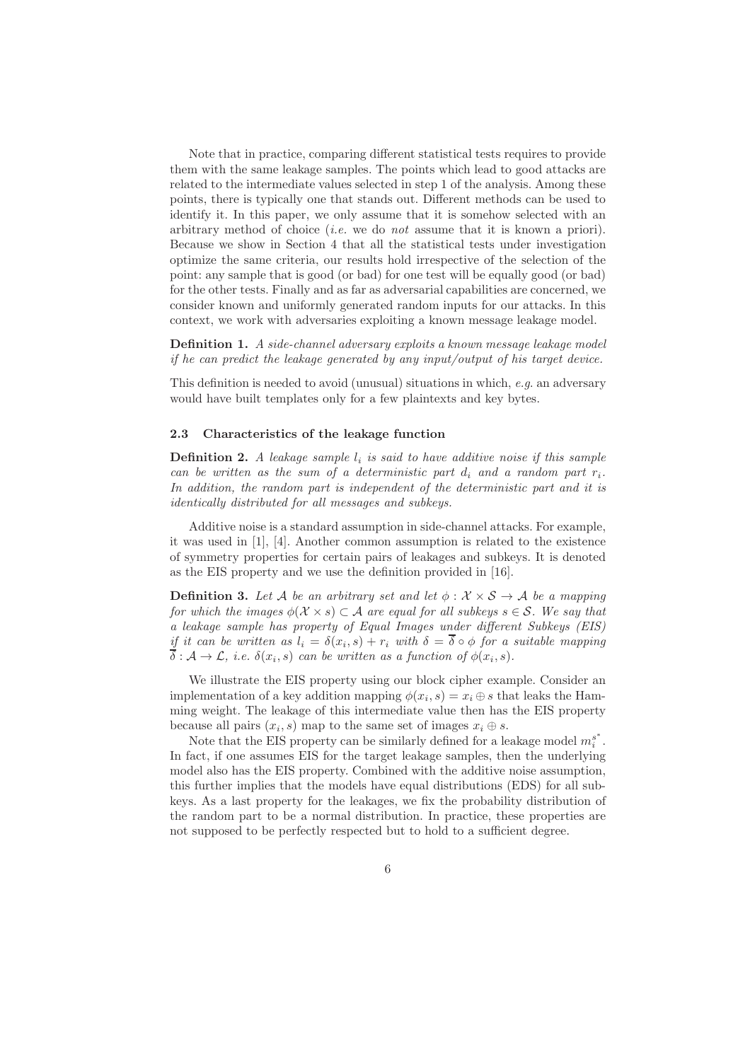Note that in practice, comparing different statistical tests requires to provide them with the same leakage samples. The points which lead to good attacks are related to the intermediate values selected in step 1 of the analysis. Among these points, there is typically one that stands out. Different methods can be used to identify it. In this paper, we only assume that it is somehow selected with an arbitrary method of choice (*i.e.* we do *not* assume that it is known a priori). Because we show in Section 4 that all the statistical tests under investigation optimize the same criteria, our results hold irrespective of the selection of the point: any sample that is good (or bad) for one test will be equally good (or bad) for the other tests. Finally and as far as adversarial capabilities are concerned, we consider known and uniformly generated random inputs for our attacks. In this context, we work with adversaries exploiting a known message leakage model.

**Definition 1.** *A side-channel adversary exploits a known message leakage model if he can predict the leakage generated by any input/output of his target device.*

This definition is needed to avoid (unusual) situations in which, *e.g.* an adversary would have built templates only for a few plaintexts and key bytes.

### 2.3 Characteristics of the leakage function

**Definition 2.** *A leakage sample $l_i$ is said to have additive noise if this sample can be written as the sum of a deterministic part $d_i$ and a random part $r_i$. In addition, the random part is independent of the deterministic part and it is identically distributed for all messages and subkeys.*

Additive noise is a standard assumption in side-channel attacks. For example, it was used in [1], [4]. Another common assumption is related to the existence of symmetry properties for certain pairs of leakages and subkeys. It is denoted as the EIS property and we use the definition provided in [16].

**Definition 3.** *Let $\mathcal{A}$ be an arbitrary set and let $\phi : \mathcal{X} \times \mathcal{S} \to \mathcal{A}$ be a mapping for which the images $\phi(\mathcal{X} \times s) \subset \mathcal{A}$ are equal for all subkeys $s \in \mathcal{S}$. We say that a leakage sample has property of Equal Images under different Subkeys (EIS) if it can be written as $l_i = \delta(x_i, s) + r_i$ with $\delta = \overline{\delta} \circ \phi$ for a suitable mapping $\overline{\delta} : \mathcal{A} \to \mathcal{L}$, i.e. $\delta(x_i, s)$ can be written as a function of $\phi(x_i, s)$.*

We illustrate the EIS property using our block cipher example. Consider an implementation of a key addition mapping $\phi(x_i, s) = x_i \oplus s$ that leaks the Hamming weight. The leakage of this intermediate value then has the EIS property because all pairs $(x_i, s)$ map to the same set of images $x_i \oplus s$.

Note that the EIS property can be similarly defined for a leakage model $m_i^{s^*}$. In fact, if one assumes EIS for the target leakage samples, then the underlying model also has the EIS property. Combined with the additive noise assumption, this further implies that the models have equal distributions (EDS) for all subkeys. As a last property for the leakages, we fix the probability distribution of the random part to be a normal distribution. In practice, these properties are not supposed to be perfectly respected but to hold to a sufficient degree.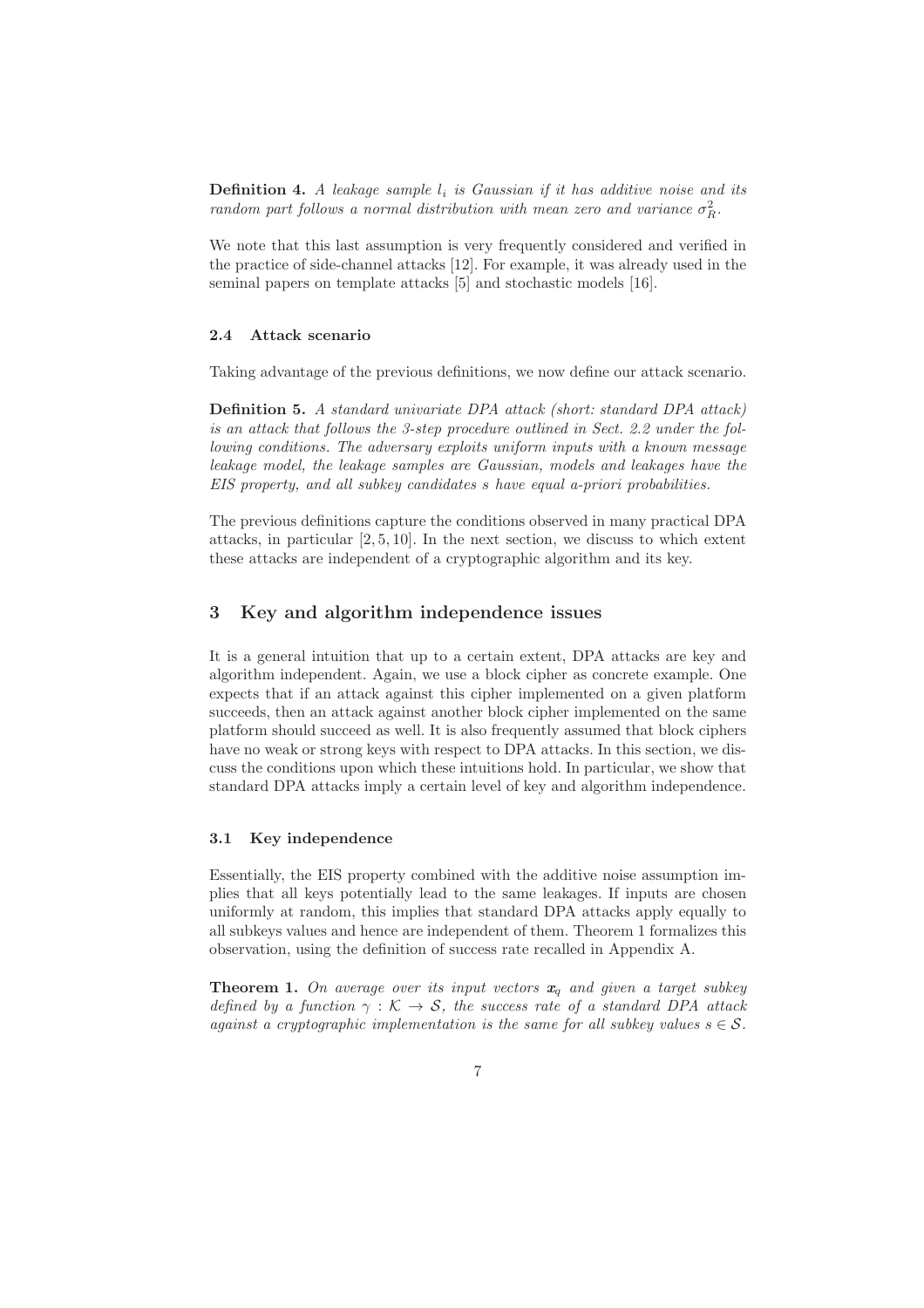**Definition 4.** *A leakage sample $l_i$ is Gaussian if it has additive noise and its random part follows a normal distribution with mean zero and variance $\sigma_R^2$.*

We note that this last assumption is very frequently considered and verified in the practice of side-channel attacks [12]. For example, it was already used in the seminal papers on template attacks [5] and stochastic models [16].

### 2.4 Attack scenario

Taking advantage of the previous definitions, we now define our attack scenario.

**Definition 5.** *A standard univariate DPA attack (short: standard DPA attack) is an attack that follows the 3-step procedure outlined in Sect. 2.2 under the following conditions. The adversary exploits uniform inputs with a known message leakage model, the leakage samples are Gaussian, models and leakages have the EIS property, and all subkey candidates s have equal a-priori probabilities.*

The previous definitions capture the conditions observed in many practical DPA attacks, in particular [2, 5, 10]. In the next section, we discuss to which extent these attacks are independent of a cryptographic algorithm and its key.

## 3 Key and algorithm independence issues

It is a general intuition that up to a certain extent, DPA attacks are key and algorithm independent. Again, we use a block cipher as concrete example. One expects that if an attack against this cipher implemented on a given platform succeeds, then an attack against another block cipher implemented on the same platform should succeed as well. It is also frequently assumed that block ciphers have no weak or strong keys with respect to DPA attacks. In this section, we discuss the conditions upon which these intuitions hold. In particular, we show that standard DPA attacks imply a certain level of key and algorithm independence.

### 3.1 Key independence

Essentially, the EIS property combined with the additive noise assumption implies that all keys potentially lead to the same leakages. If inputs are chosen uniformly at random, this implies that standard DPA attacks apply equally to all subkeys values and hence are independent of them. Theorem 1 formalizes this observation, using the definition of success rate recalled in Appendix A.

**Theorem 1.** *On average over its input vectors $\boldsymbol{x}_q$ and given a target subkey defined by a function $\gamma : \mathcal{K} \to \mathcal{S}$, the success rate of a standard DPA attack against a cryptographic implementation is the same for all subkey values $s \in \mathcal{S}$.*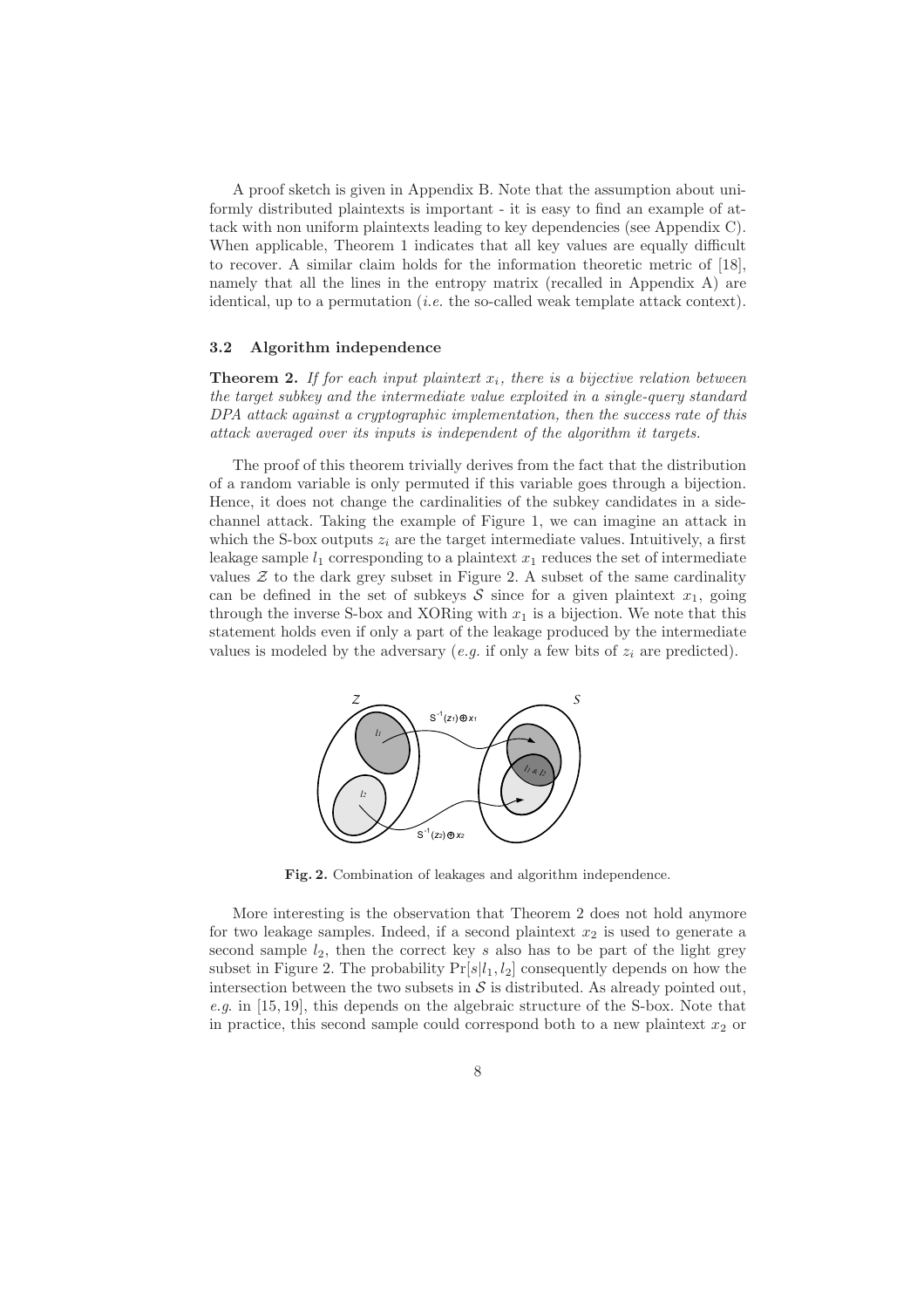A proof sketch is given in Appendix B. Note that the assumption about uniformly distributed plaintexts is important - it is easy to find an example of attack with non uniform plaintexts leading to key dependencies (see Appendix C). When applicable, Theorem 1 indicates that all key values are equally difficult to recover. A similar claim holds for the information theoretic metric of [18], namely that all the lines in the entropy matrix (recalled in Appendix A) are identical, up to a permutation (*i.e.* the so-called weak template attack context).

### 3.2 Algorithm independence

**Theorem 2.** *If for each input plaintext $x_i$, there is a bijective relation between the target subkey and the intermediate value exploited in a single-query standard DPA attack against a cryptographic implementation, then the success rate of this attack averaged over its inputs is independent of the algorithm it targets.*

The proof of this theorem trivially derives from the fact that the distribution of a random variable is only permuted if this variable goes through a bijection. Hence, it does not change the cardinalities of the subkey candidates in a side-channel attack. Taking the example of Figure 1, we can imagine an attack in which the S-box outputs $z_i$ are the target intermediate values. Intuitively, a first leakage sample $l_1$ corresponding to a plaintext $x_1$ reduces the set of intermediate values $\mathcal{Z}$ to the dark grey subset in Figure 2. A subset of the same cardinality can be defined in the set of subkeys $\mathcal{S}$ since for a given plaintext $x_1$, going through the inverse S-box and XORing with $x_1$ is a bijection. We note that this statement holds even if only a part of the leakage produced by the intermediate values is modeled by the adversary (*e.g.* if only a few bits of $z_i$ are predicted).

**Fig. 2.** Combination of leakages and algorithm independence.

More interesting is the observation that Theorem 2 does not hold anymore for two leakage samples. Indeed, if a second plaintext $x_2$ is used to generate a second sample $l_2$, then the correct key $s$ also has to be part of the light grey subset in Figure 2. The probability $\Pr[s|l_1, l_2]$ consequently depends on how the intersection between the two subsets in $\mathcal{S}$ is distributed. As already pointed out, *e.g.* in [15, 19], this depends on the algebraic structure of the S-box. Note that in practice, this second sample could correspond both to a new plaintext $x_2$ or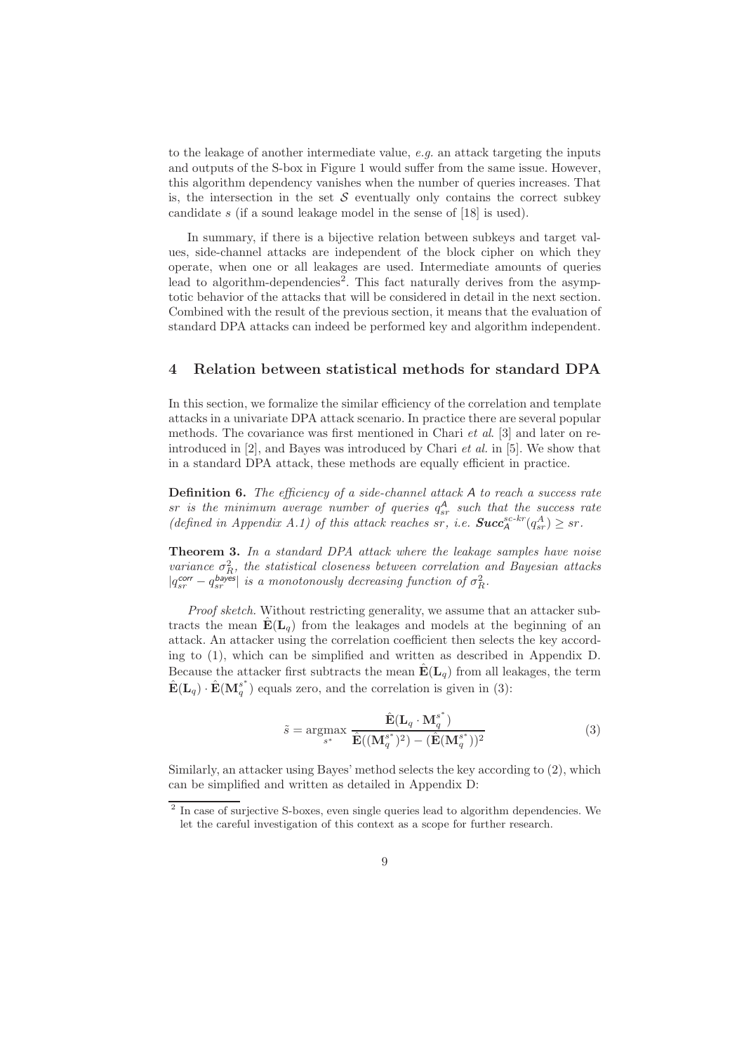to the leakage of another intermediate value, *e.g.* an attack targeting the inputs and outputs of the S-box in Figure 1 would suffer from the same issue. However, this algorithm dependency vanishes when the number of queries increases. That is, the intersection in the set $\mathcal{S}$ eventually only contains the correct subkey candidate $s$ (if a sound leakage model in the sense of [18] is used).

In summary, if there is a bijective relation between subkeys and target values, side-channel attacks are independent of the block cipher on which they operate, when one or all leakages are used. Intermediate amounts of queries lead to algorithm-dependencies[2]. This fact naturally derives from the asymptotic behavior of the attacks that will be considered in detail in the next section. Combined with the result of the previous section, it means that the evaluation of standard DPA attacks can indeed be performed key and algorithm independent.

## 4 Relation between statistical methods for standard DPA

In this section, we formalize the similar efficiency of the correlation and template attacks in a univariate DPA attack scenario. In practice there are several popular methods. The covariance was first mentioned in Chari *et al.* [3] and later on re-introduced in [2], and Bayes was introduced by Chari *et al.* in [5]. We show that in a standard DPA attack, these methods are equally efficient in practice.

**Definition 6.** *The efficiency of a side-channel attack $\mathsf{A}$ to reach a success rate $sr$ is the minimum average number of queries $q_{sr}^{\mathsf{A}}$ such that the success rate (defined in Appendix A.1) of this attack reaches $sr$, i.e. $\mathbf{Succ}_{\mathsf{A}}^{sc\text{-}kr}(q_{sr}^{A}) \geq sr$.*

**Theorem 3.** *In a standard DPA attack where the leakage samples have noise variance $\sigma_R^2$, the statistical closeness between correlation and Bayesian attacks $|q_{sr}^{\mathsf{corr}} - q_{sr}^{\mathsf{bayes}}|$ is a monotonously decreasing function of $\sigma_R^2$.*

*Proof sketch.* Without restricting generality, we assume that an attacker subtracts the mean $\hat{\mathbf{E}}(\mathbf{L}_q)$ from the leakages and models at the beginning of an attack. An attacker using the correlation coefficient then selects the key according to (1), which can be simplified and written as described in Appendix D. Because the attacker first subtracts the mean $\hat{\mathbf{E}}(\mathbf{L}_q)$ from all leakages, the term $\hat{\mathbf{E}}(\mathbf{L}_q) \cdot \hat{\mathbf{E}}(\mathbf{M}_q^{s^*})$ equals zero, and the correlation is given in (3):

$$\tilde{s} = \underset{s^*}{\operatorname{argmax}} \; \frac{\hat{\mathbf{E}}(\mathbf{L}_q \cdot \mathbf{M}_q^{s^*})}{\hat{\mathbf{E}}((\mathbf{M}_q^{s^*})^2) - (\hat{\mathbf{E}}(\mathbf{M}_q^{s^*}))^2} \tag{3}$$

Similarly, an attacker using Bayes' method selects the key according to (2), which can be simplified and written as detailed in Appendix D:

[2] In case of surjective S-boxes, even single queries lead to algorithm dependencies. We let the careful investigation of this context as a scope for further research.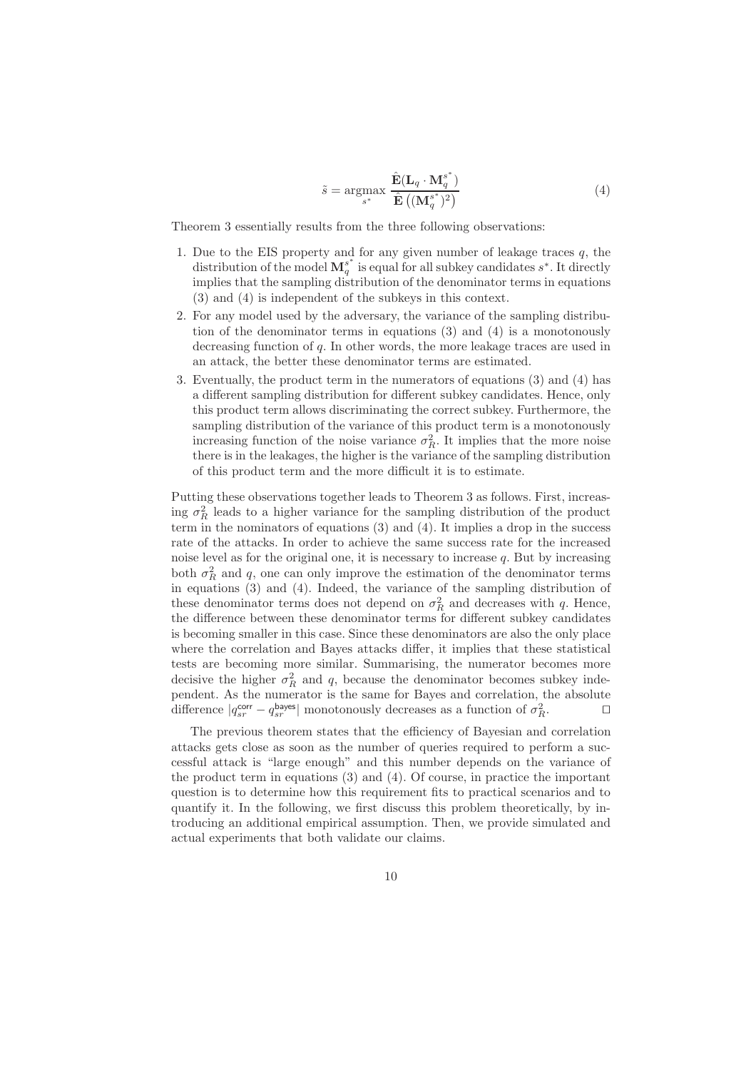$$\tilde{s} = \underset{s^*}{\operatorname{argmax}} \; \frac{\hat{\mathbf{E}}(\mathbf{L}_q \cdot \mathbf{M}_q^{s^*})}{\hat{\mathbf{E}}\left((\mathbf{M}_q^{s^*})^2\right)} \tag{4}$$

Theorem 3 essentially results from the three following observations:

1. Due to the EIS property and for any given number of leakage traces $q$, the distribution of the model $\mathbf{M}_q^{s^*}$ is equal for all subkey candidates $s^*$. It directly implies that the sampling distribution of the denominator terms in equations (3) and (4) is independent of the subkeys in this context.
2. For any model used by the adversary, the variance of the sampling distribution of the denominator terms in equations (3) and (4) is a monotonously decreasing function of $q$. In other words, the more leakage traces are used in an attack, the better these denominator terms are estimated.
3. Eventually, the product term in the numerators of equations (3) and (4) has a different sampling distribution for different subkey candidates. Hence, only this product term allows discriminating the correct subkey. Furthermore, the sampling distribution of the variance of this product term is a monotonously increasing function of the noise variance $\sigma_R^2$. It implies that the more noise there is in the leakages, the higher is the variance of the sampling distribution of this product term and the more difficult it is to estimate.

Putting these observations together leads to Theorem 3 as follows. First, increasing $\sigma_R^2$ leads to a higher variance for the sampling distribution of the product term in the nominators of equations (3) and (4). It implies a drop in the success rate of the attacks. In order to achieve the same success rate for the increased noise level as for the original one, it is necessary to increase $q$. But by increasing both $\sigma_R^2$ and $q$, one can only improve the estimation of the denominator terms in equations (3) and (4). Indeed, the variance of the sampling distribution of these denominator terms does not depend on $\sigma_R^2$ and decreases with $q$. Hence, the difference between these denominator terms for different subkey candidates is becoming smaller in this case. Since these denominators are also the only place where the correlation and Bayes attacks differ, it implies that these statistical tests are becoming more similar. Summarising, the numerator becomes more decisive the higher $\sigma_R^2$ and $q$, because the denominator becomes subkey independent. As the numerator is the same for Bayes and correlation, the absolute difference $|q_{sr}^{\mathsf{corr}} - q_{sr}^{\mathsf{bayes}}|$ monotonously decreases as a function of $\sigma_R^2$. $\square$

The previous theorem states that the efficiency of Bayesian and correlation attacks gets close as soon as the number of queries required to perform a successful attack is "large enough" and this number depends on the variance of the product term in equations (3) and (4). Of course, in practice the important question is to determine how this requirement fits to practical scenarios and to quantify it. In the following, we first discuss this problem theoretically, by introducing an additional empirical assumption. Then, we provide simulated and actual experiments that both validate our claims.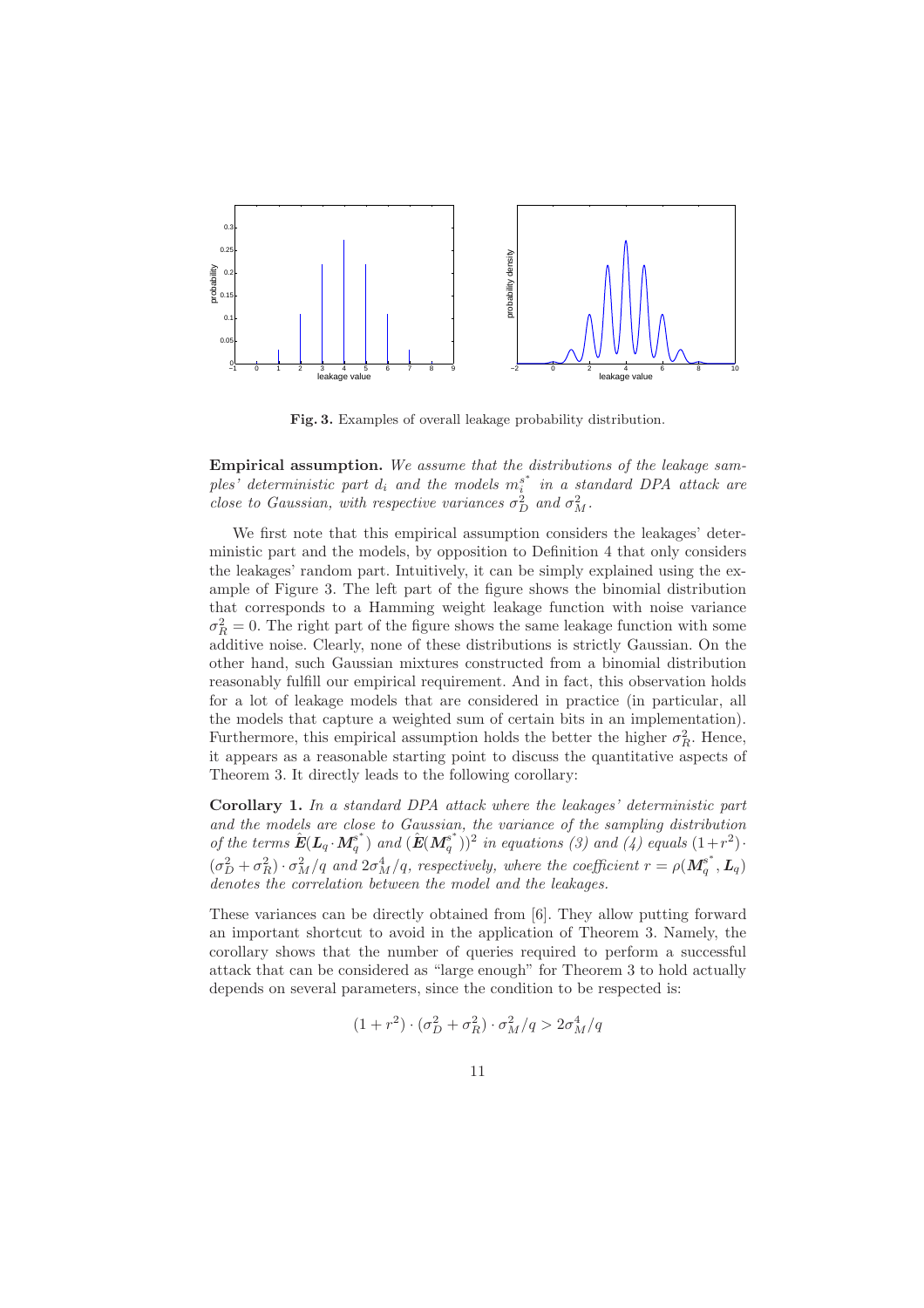**Fig. 3.** Examples of overall leakage probability distribution.

**Empirical assumption.** *We assume that the distributions of the leakage samples' deterministic part $d_i$ and the models $m_i^{s^*}$ in a standard DPA attack are close to Gaussian, with respective variances $\sigma_D^2$ and $\sigma_M^2$.*

We first note that this empirical assumption considers the leakages' deterministic part and the models, by opposition to Definition 4 that only considers the leakages' random part. Intuitively, it can be simply explained using the example of Figure 3. The left part of the figure shows the binomial distribution that corresponds to a Hamming weight leakage function with noise variance $\sigma_R^2 = 0$. The right part of the figure shows the same leakage function with some additive noise. Clearly, none of these distributions is strictly Gaussian. On the other hand, such Gaussian mixtures constructed from a binomial distribution reasonably fulfill our empirical requirement. And in fact, this observation holds for a lot of leakage models that are considered in practice (in particular, all the models that capture a weighted sum of certain bits in an implementation). Furthermore, this empirical assumption holds the better the higher $\sigma_R^2$. Hence, it appears as a reasonable starting point to discuss the quantitative aspects of Theorem 3. It directly leads to the following corollary:

**Corollary 1.** *In a standard DPA attack where the leakages' deterministic part and the models are close to Gaussian, the variance of the sampling distribution of the terms $\hat{\boldsymbol{E}}(\boldsymbol{L}_q \cdot \boldsymbol{M}_q^{s^*})$ and $(\hat{\boldsymbol{E}}(\boldsymbol{M}_q^{s^*}))^2$ in equations (3) and (4) equals $(1+r^2) \cdot (\sigma_D^2 + \sigma_R^2) \cdot \sigma_M^2/q$ and $2\sigma_M^4/q$, respectively, where the coefficient $r = \rho(\boldsymbol{M}_q^{s^*}, \boldsymbol{L}_q)$ denotes the correlation between the model and the leakages.*

These variances can be directly obtained from [6]. They allow putting forward an important shortcut to avoid in the application of Theorem 3. Namely, the corollary shows that the number of queries required to perform a successful attack that can be considered as "large enough" for Theorem 3 to hold actually depends on several parameters, since the condition to be respected is:

$$(1 + r^2) \cdot (\sigma_D^2 + \sigma_R^2) \cdot \sigma_M^2/q > 2\sigma_M^4/q$$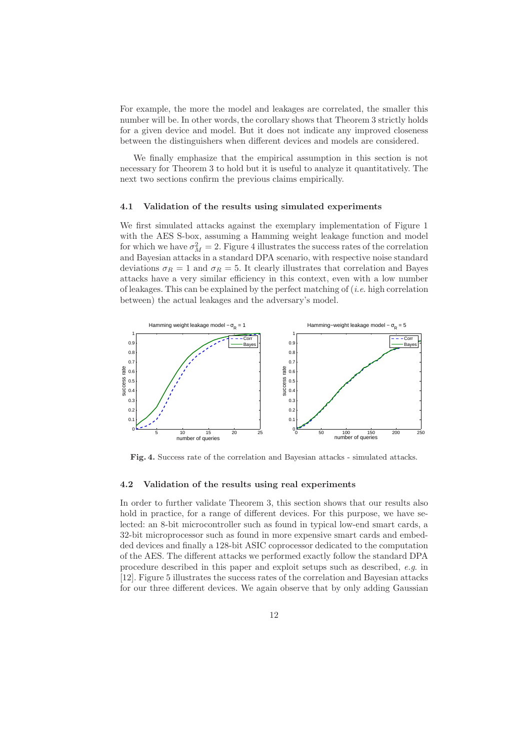For example, the more the model and leakages are correlated, the smaller this number will be. In other words, the corollary shows that Theorem 3 strictly holds for a given device and model. But it does not indicate any improved closeness between the distinguishers when different devices and models are considered.

We finally emphasize that the empirical assumption in this section is not necessary for Theorem 3 to hold but it is useful to analyze it quantitatively. The next two sections confirm the previous claims empirically.

### 4.1 Validation of the results using simulated experiments

We first simulated attacks against the exemplary implementation of Figure 1 with the AES S-box, assuming a Hamming weight leakage function and model for which we have $\sigma_M^2 = 2$. Figure 4 illustrates the success rates of the correlation and Bayesian attacks in a standard DPA scenario, with respective noise standard deviations $\sigma_R = 1$ and $\sigma_R = 5$. It clearly illustrates that correlation and Bayes attacks have a very similar efficiency in this context, even with a low number of leakages. This can be explained by the perfect matching of (*i.e.* high correlation between) the actual leakages and the adversary's model.

**Fig. 4.** Success rate of the correlation and Bayesian attacks - simulated attacks.

### 4.2 Validation of the results using real experiments

In order to further validate Theorem 3, this section shows that our results also hold in practice, for a range of different devices. For this purpose, we have selected: an 8-bit microcontroller such as found in typical low-end smart cards, a 32-bit microprocessor such as found in more expensive smart cards and embedded devices and finally a 128-bit ASIC coprocessor dedicated to the computation of the AES. The different attacks we performed exactly follow the standard DPA procedure described in this paper and exploit setups such as described, *e.g.* in [12]. Figure 5 illustrates the success rates of the correlation and Bayesian attacks for our three different devices. We again observe that by only adding Gaussian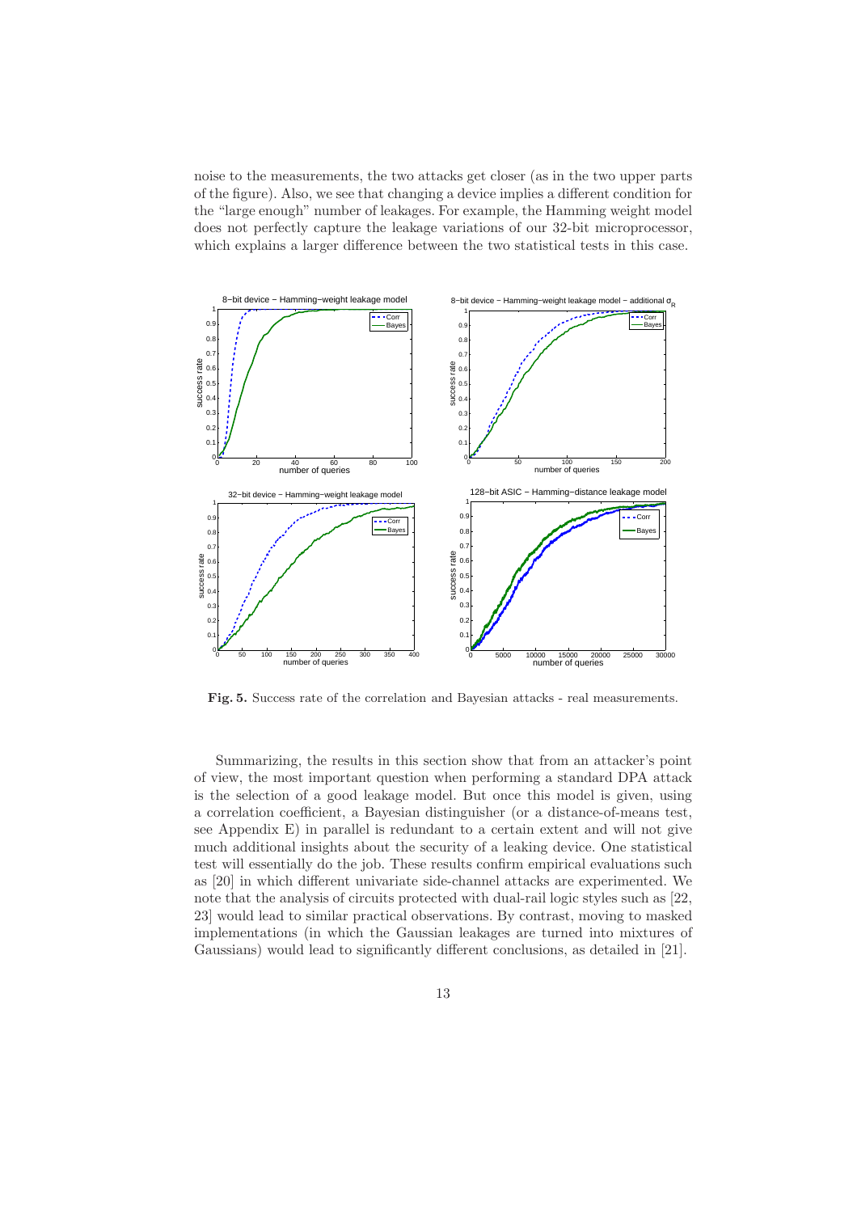noise to the measurements, the two attacks get closer (as in the two upper parts of the figure). Also, we see that changing a device implies a different condition for the "large enough" number of leakages. For example, the Hamming weight model does not perfectly capture the leakage variations of our 32-bit microprocessor, which explains a larger difference between the two statistical tests in this case.

**Fig. 5.** Success rate of the correlation and Bayesian attacks - real measurements.

Summarizing, the results in this section show that from an attacker's point of view, the most important question when performing a standard DPA attack is the selection of a good leakage model. But once this model is given, using a correlation coefficient, a Bayesian distinguisher (or a distance-of-means test, see Appendix E) in parallel is redundant to a certain extent and will not give much additional insights about the security of a leaking device. One statistical test will essentially do the job. These results confirm empirical evaluations such as [20] in which different univariate side-channel attacks are experimented. We note that the analysis of circuits protected with dual-rail logic styles such as [22, 23] would lead to similar practical observations. By contrast, moving to masked implementations (in which the Gaussian leakages are turned into mixtures of Gaussians) would lead to significantly different conclusions, as detailed in [21].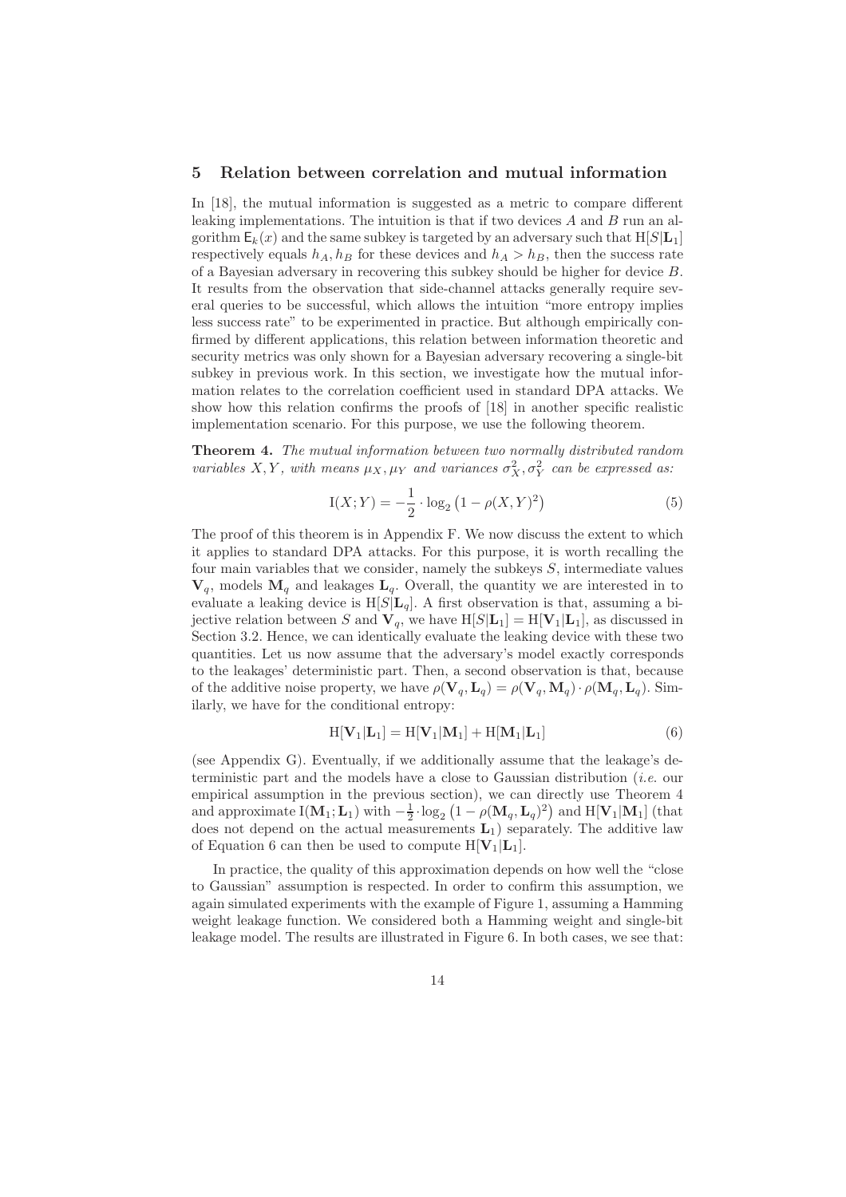## 5 Relation between correlation and mutual information

In [18], the mutual information is suggested as a metric to compare different leaking implementations. The intuition is that if two devices $A$ and $B$ run an algorithm $\mathsf{E}_k(x)$ and the same subkey is targeted by an adversary such that $\mathrm{H}[S|\mathbf{L}_1]$ respectively equals $h_A, h_B$ for these devices and $h_A > h_B$, then the success rate of a Bayesian adversary in recovering this subkey should be higher for device $B$. It results from the observation that side-channel attacks generally require several queries to be successful, which allows the intuition "more entropy implies less success rate" to be experimented in practice. But although empirically confirmed by different applications, this relation between information theoretic and security metrics was only shown for a Bayesian adversary recovering a single-bit subkey in previous work. In this section, we investigate how the mutual information relates to the correlation coefficient used in standard DPA attacks. We show how this relation confirms the proofs of [18] in another specific realistic implementation scenario. For this purpose, we use the following theorem.

**Theorem 4.** *The mutual information between two normally distributed random variables $X, Y$, with means $\mu_X, \mu_Y$ and variances $\sigma_X^2, \sigma_Y^2$ can be expressed as:*

$$\mathrm{I}(X;Y) = -\frac{1}{2} \cdot \log_2\left(1 - \rho(X,Y)^2\right) \tag{5}$$

The proof of this theorem is in Appendix F. We now discuss the extent to which it applies to standard DPA attacks. For this purpose, it is worth recalling the four main variables that we consider, namely the subkeys $S$, intermediate values $\mathbf{V}_q$, models $\mathbf{M}_q$ and leakages $\mathbf{L}_q$. Overall, the quantity we are interested in to evaluate a leaking device is $\mathrm{H}[S|\mathbf{L}_q]$. A first observation is that, assuming a bijective relation between $S$ and $\mathbf{V}_q$, we have $\mathrm{H}[S|\mathbf{L}_1] = \mathrm{H}[\mathbf{V}_1|\mathbf{L}_1]$, as discussed in Section 3.2. Hence, we can identically evaluate the leaking device with these two quantities. Let us now assume that the adversary's model exactly corresponds to the leakages' deterministic part. Then, a second observation is that, because of the additive noise property, we have $\rho(\mathbf{V}_q, \mathbf{L}_q) = \rho(\mathbf{V}_q, \mathbf{M}_q) \cdot \rho(\mathbf{M}_q, \mathbf{L}_q)$. Similarly, we have for the conditional entropy:

$$\mathrm{H}[\mathbf{V}_1|\mathbf{L}_1] = \mathrm{H}[\mathbf{V}_1|\mathbf{M}_1] + \mathrm{H}[\mathbf{M}_1|\mathbf{L}_1] \tag{6}$$

(see Appendix G). Eventually, if we additionally assume that the leakage's deterministic part and the models have a close to Gaussian distribution (*i.e.* our empirical assumption in the previous section), we can directly use Theorem 4 and approximate $\mathrm{I}(\mathbf{M}_1;\mathbf{L}_1)$ with $-\frac{1}{2} \cdot \log_2\left(1 - \rho(\mathbf{M}_q, \mathbf{L}_q)^2\right)$ and $\mathrm{H}[\mathbf{V}_1|\mathbf{M}_1]$ (that does not depend on the actual measurements $\mathbf{L}_1$) separately. The additive law of Equation 6 can then be used to compute $\mathrm{H}[\mathbf{V}_1|\mathbf{L}_1]$.

In practice, the quality of this approximation depends on how well the "close to Gaussian" assumption is respected. In order to confirm this assumption, we again simulated experiments with the example of Figure 1, assuming a Hamming weight leakage function. We considered both a Hamming weight and single-bit leakage model. The results are illustrated in Figure 6. In both cases, we see that: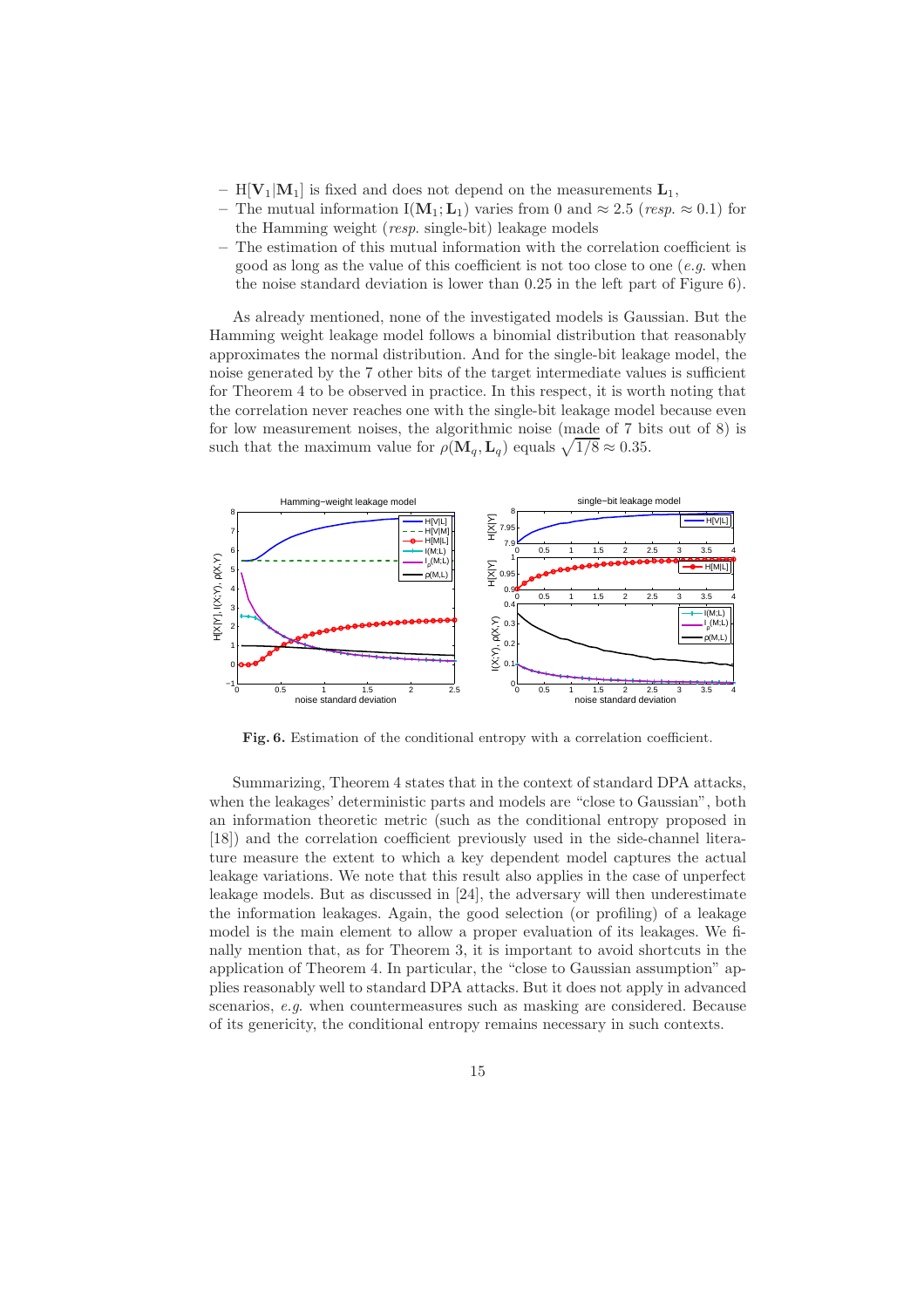- $\mathrm{H}[\mathbf{V}_1|\mathbf{M}_1]$ is fixed and does not depend on the measurements $\mathbf{L}_1$,
- The mutual information $\mathrm{I}(\mathbf{M}_1; \mathbf{L}_1)$ varies from 0 and $\approx 2.5$ (*resp.* $\approx 0.1$) for the Hamming weight (*resp.* single-bit) leakage models
- The estimation of this mutual information with the correlation coefficient is good as long as the value of this coefficient is not too close to one (*e.g.* when the noise standard deviation is lower than 0.25 in the left part of Figure 6).

As already mentioned, none of the investigated models is Gaussian. But the Hamming weight leakage model follows a binomial distribution that reasonably approximates the normal distribution. And for the single-bit leakage model, the noise generated by the 7 other bits of the target intermediate values is sufficient for Theorem 4 to be observed in practice. In this respect, it is worth noting that the correlation never reaches one with the single-bit leakage model because even for low measurement noises, the algorithmic noise (made of 7 bits out of 8) is such that the maximum value for $\rho(\mathbf{M}_q, \mathbf{L}_q)$ equals $\sqrt{1/8} \approx 0.35$.

**Fig. 6.** Estimation of the conditional entropy with a correlation coefficient.

Summarizing, Theorem 4 states that in the context of standard DPA attacks, when the leakages' deterministic parts and models are "close to Gaussian", both an information theoretic metric (such as the conditional entropy proposed in [18]) and the correlation coefficient previously used in the side-channel literature measure the extent to which a key dependent model captures the actual leakage variations. We note that this result also applies in the case of unperfect leakage models. But as discussed in [24], the adversary will then underestimate the information leakages. Again, the good selection (or profiling) of a leakage model is the main element to allow a proper evaluation of its leakages. We finally mention that, as for Theorem 3, it is important to avoid shortcuts in the application of Theorem 4. In particular, the "close to Gaussian assumption" applies reasonably well to standard DPA attacks. But it does not apply in advanced scenarios, *e.g.* when countermeasures such as masking are considered. Because of its genericity, the conditional entropy remains necessary in such contexts.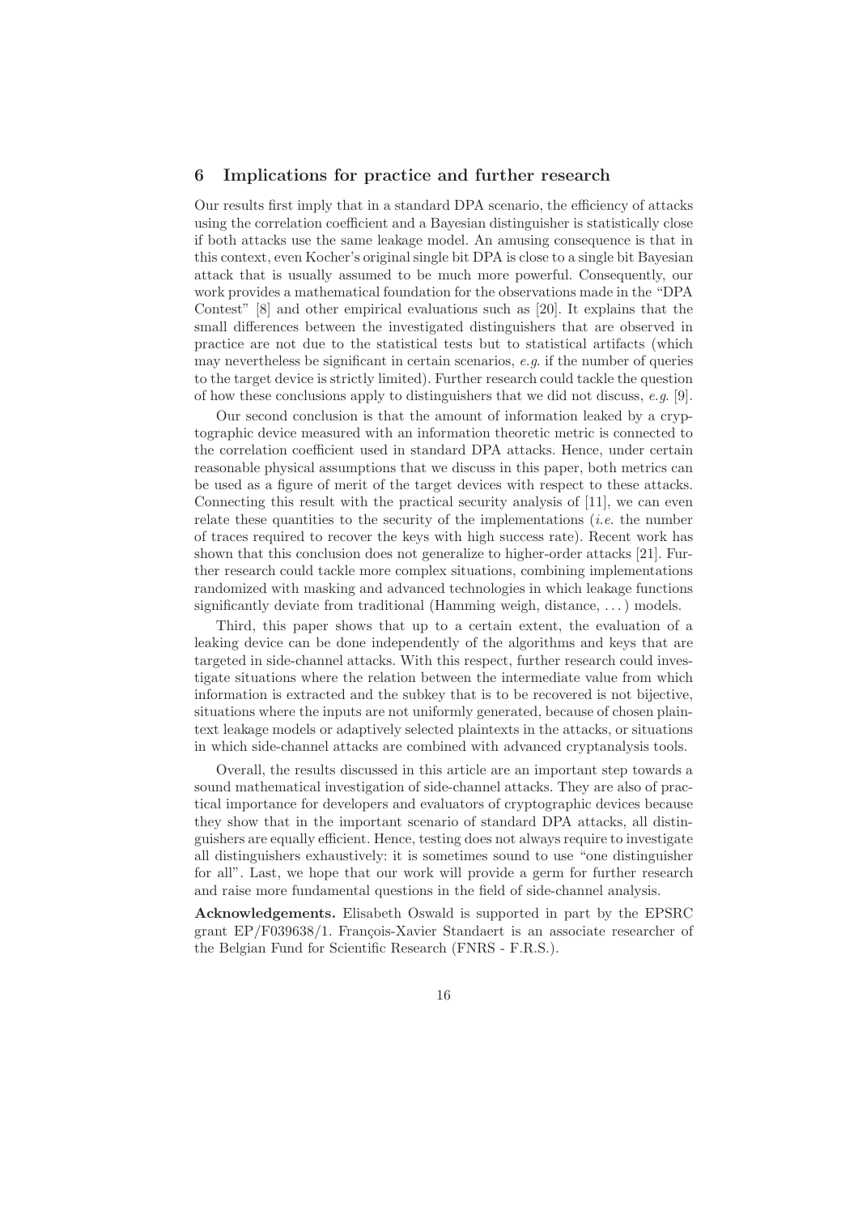## 6 Implications for practice and further research

Our results first imply that in a standard DPA scenario, the efficiency of attacks using the correlation coefficient and a Bayesian distinguisher is statistically close if both attacks use the same leakage model. An amusing consequence is that in this context, even Kocher's original single bit DPA is close to a single bit Bayesian attack that is usually assumed to be much more powerful. Consequently, our work provides a mathematical foundation for the observations made in the "DPA Contest" [8] and other empirical evaluations such as [20]. It explains that the small differences between the investigated distinguishers that are observed in practice are not due to the statistical tests but to statistical artifacts (which may nevertheless be significant in certain scenarios, *e.g.* if the number of queries to the target device is strictly limited). Further research could tackle the question of how these conclusions apply to distinguishers that we did not discuss, *e.g.* [9].

Our second conclusion is that the amount of information leaked by a cryptographic device measured with an information theoretic metric is connected to the correlation coefficient used in standard DPA attacks. Hence, under certain reasonable physical assumptions that we discuss in this paper, both metrics can be used as a figure of merit of the target devices with respect to these attacks. Connecting this result with the practical security analysis of [11], we can even relate these quantities to the security of the implementations (*i.e.* the number of traces required to recover the keys with high success rate). Recent work has shown that this conclusion does not generalize to higher-order attacks [21]. Further research could tackle more complex situations, combining implementations randomized with masking and advanced technologies in which leakage functions significantly deviate from traditional (Hamming weigh, distance, ...) models.

Third, this paper shows that up to a certain extent, the evaluation of a leaking device can be done independently of the algorithms and keys that are targeted in side-channel attacks. With this respect, further research could investigate situations where the relation between the intermediate value from which information is extracted and the subkey that is to be recovered is not bijective, situations where the inputs are not uniformly generated, because of chosen plaintext leakage models or adaptively selected plaintexts in the attacks, or situations in which side-channel attacks are combined with advanced cryptanalysis tools.

Overall, the results discussed in this article are an important step towards a sound mathematical investigation of side-channel attacks. They are also of practical importance for developers and evaluators of cryptographic devices because they show that in the important scenario of standard DPA attacks, all distinguishers are equally efficient. Hence, testing does not always require to investigate all distinguishers exhaustively: it is sometimes sound to use "one distinguisher for all". Last, we hope that our work will provide a germ for further research and raise more fundamental questions in the field of side-channel analysis.

**Acknowledgements.** Elisabeth Oswald is supported in part by the EPSRC grant EP/F039638/1. François-Xavier Standaert is an associate researcher of the Belgian Fund for Scientific Research (FNRS - F.R.S.).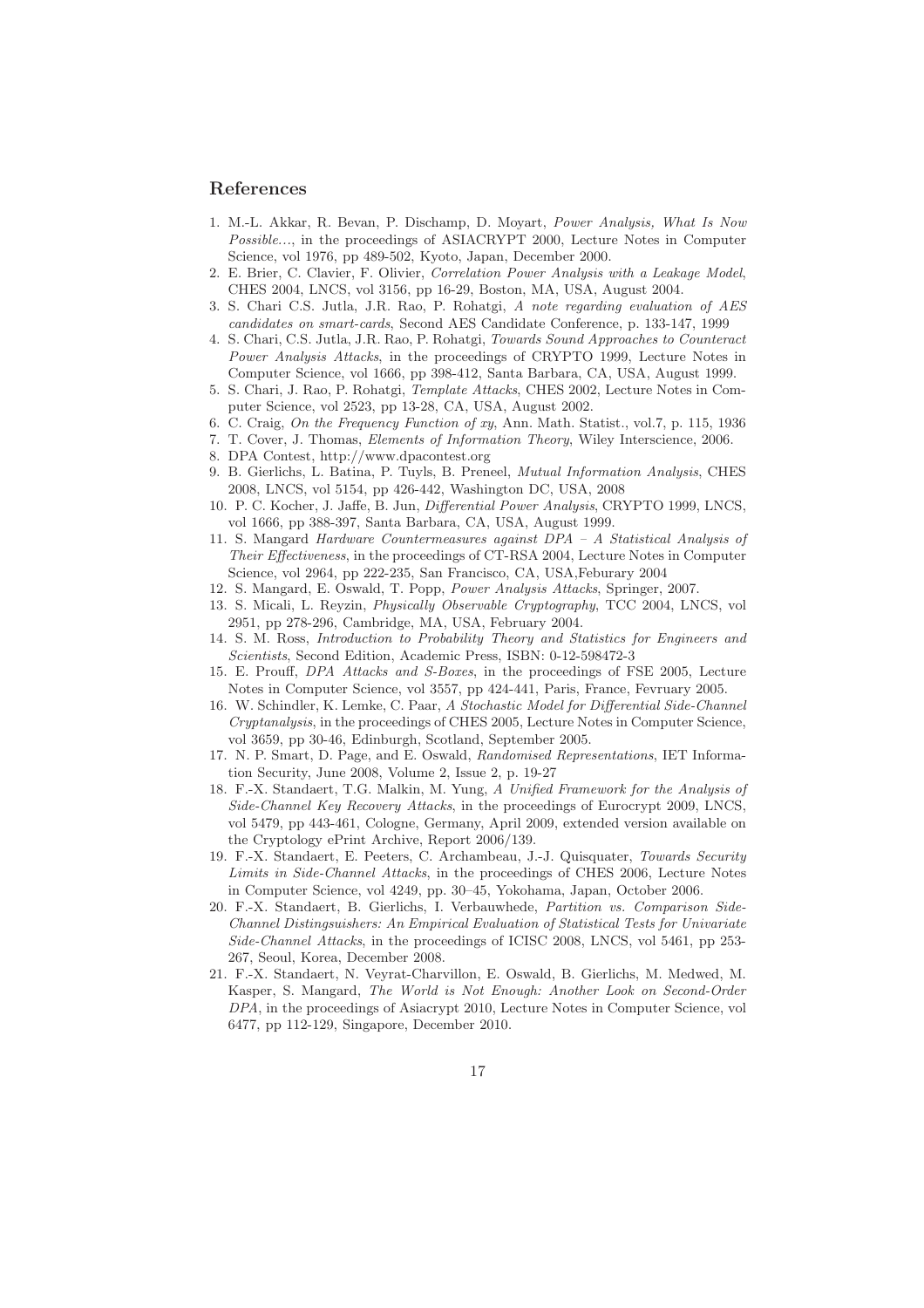## References

1. M.-L. Akkar, R. Bevan, P. Dischamp, D. Moyart, *Power Analysis, What Is Now Possible...*, in the proceedings of ASIACRYPT 2000, Lecture Notes in Computer Science, vol 1976, pp 489-502, Kyoto, Japan, December 2000.
2. E. Brier, C. Clavier, F. Olivier, *Correlation Power Analysis with a Leakage Model*, CHES 2004, LNCS, vol 3156, pp 16-29, Boston, MA, USA, August 2004.
3. S. Chari C.S. Jutla, J.R. Rao, P. Rohatgi, *A note regarding evaluation of AES candidates on smart-cards*, Second AES Candidate Conference, p. 133-147, 1999
4. S. Chari, C.S. Jutla, J.R. Rao, P. Rohatgi, *Towards Sound Approaches to Counteract Power Analysis Attacks*, in the proceedings of CRYPTO 1999, Lecture Notes in Computer Science, vol 1666, pp 398-412, Santa Barbara, CA, USA, August 1999.
5. S. Chari, J. Rao, P. Rohatgi, *Template Attacks*, CHES 2002, Lecture Notes in Computer Science, vol 2523, pp 13-28, CA, USA, August 2002.
6. C. Craig, *On the Frequency Function of xy*, Ann. Math. Statist., vol.7, p. 115, 1936
7. T. Cover, J. Thomas, *Elements of Information Theory*, Wiley Interscience, 2006.
8. DPA Contest, http://www.dpacontest.org
9. B. Gierlichs, L. Batina, P. Tuyls, B. Preneel, *Mutual Information Analysis*, CHES 2008, LNCS, vol 5154, pp 426-442, Washington DC, USA, 2008
10. P. C. Kocher, J. Jaffe, B. Jun, *Differential Power Analysis*, CRYPTO 1999, LNCS, vol 1666, pp 388-397, Santa Barbara, CA, USA, August 1999.
11. S. Mangard *Hardware Countermeasures against DPA – A Statistical Analysis of Their Effectiveness*, in the proceedings of CT-RSA 2004, Lecture Notes in Computer Science, vol 2964, pp 222-235, San Francisco, CA, USA,Feburary 2004
12. S. Mangard, E. Oswald, T. Popp, *Power Analysis Attacks*, Springer, 2007.
13. S. Micali, L. Reyzin, *Physically Observable Cryptography*, TCC 2004, LNCS, vol 2951, pp 278-296, Cambridge, MA, USA, February 2004.
14. S. M. Ross, *Introduction to Probability Theory and Statistics for Engineers and Scientists*, Second Edition, Academic Press, ISBN: 0-12-598472-3
15. E. Prouff, *DPA Attacks and S-Boxes*, in the proceedings of FSE 2005, Lecture Notes in Computer Science, vol 3557, pp 424-441, Paris, France, Fevruary 2005.
16. W. Schindler, K. Lemke, C. Paar, *A Stochastic Model for Differential Side-Channel Cryptanalysis*, in the proceedings of CHES 2005, Lecture Notes in Computer Science, vol 3659, pp 30-46, Edinburgh, Scotland, September 2005.
17. N. P. Smart, D. Page, and E. Oswald, *Randomised Representations*, IET Information Security, June 2008, Volume 2, Issue 2, p. 19-27
18. F.-X. Standaert, T.G. Malkin, M. Yung, *A Unified Framework for the Analysis of Side-Channel Key Recovery Attacks*, in the proceedings of Eurocrypt 2009, LNCS, vol 5479, pp 443-461, Cologne, Germany, April 2009, extended version available on the Cryptology ePrint Archive, Report 2006/139.
19. F.-X. Standaert, E. Peeters, C. Archambeau, J.-J. Quisquater, *Towards Security Limits in Side-Channel Attacks*, in the proceedings of CHES 2006, Lecture Notes in Computer Science, vol 4249, pp. 30–45, Yokohama, Japan, October 2006.
20. F.-X. Standaert, B. Gierlichs, I. Verbauwhede, *Partition vs. Comparison Side-Channel Distingsuishers: An Empirical Evaluation of Statistical Tests for Univariate Side-Channel Attacks*, in the proceedings of ICISC 2008, LNCS, vol 5461, pp 253-267, Seoul, Korea, December 2008.
21. F.-X. Standaert, N. Veyrat-Charvillon, E. Oswald, B. Gierlichs, M. Medwed, M. Kasper, S. Mangard, *The World is Not Enough: Another Look on Second-Order DPA*, in the proceedings of Asiacrypt 2010, Lecture Notes in Computer Science, vol 6477, pp 112-129, Singapore, December 2010.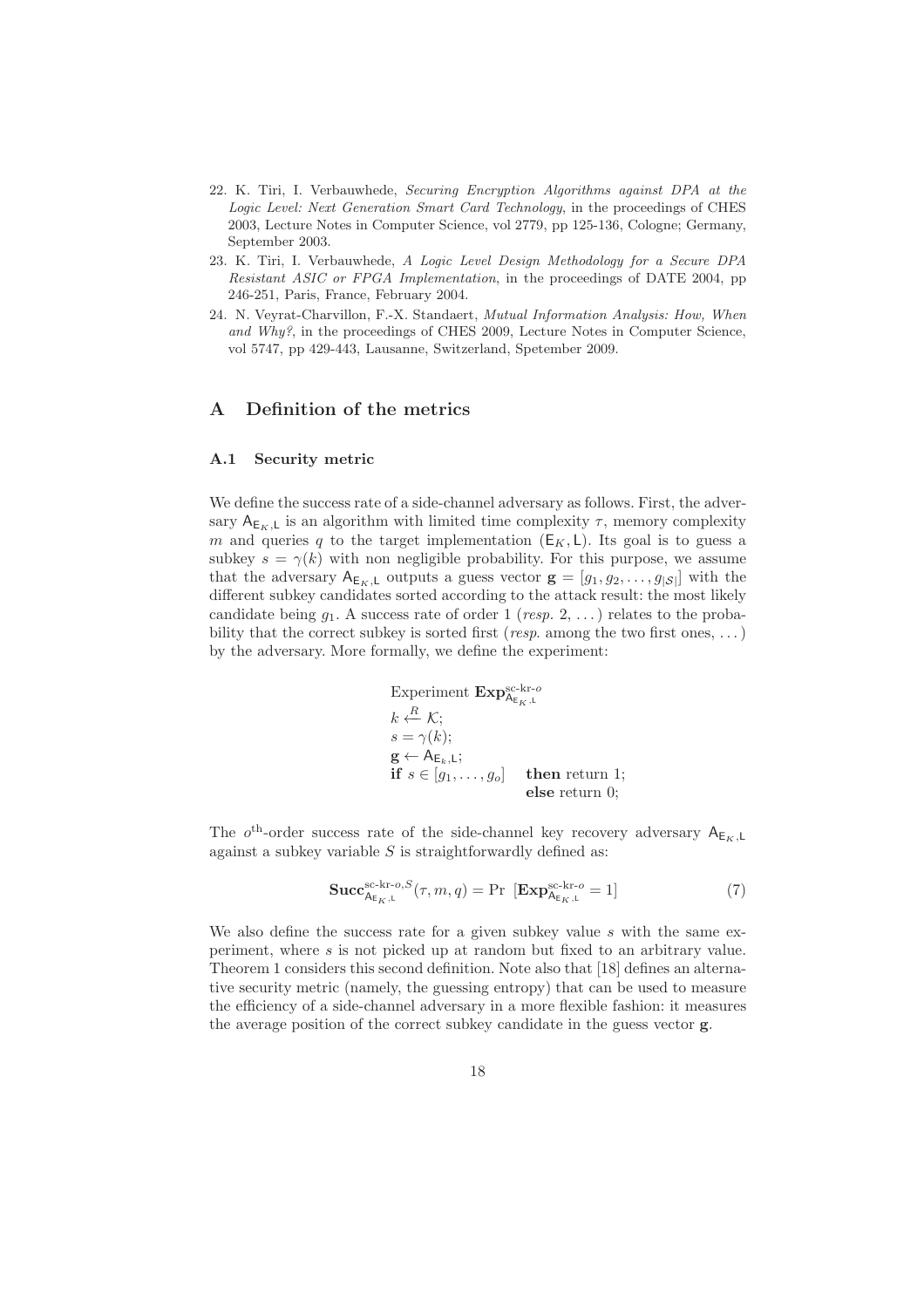22. K. Tiri, I. Verbauwhede, *Securing Encryption Algorithms against DPA at the Logic Level: Next Generation Smart Card Technology*, in the proceedings of CHES 2003, Lecture Notes in Computer Science, vol 2779, pp 125-136, Cologne; Germany, September 2003.
23. K. Tiri, I. Verbauwhede, *A Logic Level Design Methodology for a Secure DPA Resistant ASIC or FPGA Implementation*, in the proceedings of DATE 2004, pp 246-251, Paris, France, February 2004.
24. N. Veyrat-Charvillon, F.-X. Standaert, *Mutual Information Analysis: How, When and Why?*, in the proceedings of CHES 2009, Lecture Notes in Computer Science, vol 5747, pp 429-443, Lausanne, Switzerland, Spetember 2009.

# A Definition of the metrics

## A.1 Security metric

We define the success rate of a side-channel adversary as follows. First, the adversary $\mathsf{A}_{\mathsf{E}_K,\mathsf{L}}$ is an algorithm with limited time complexity $\tau$, memory complexity $m$ and queries $q$ to the target implementation $(\mathsf{E}_K, \mathsf{L})$. Its goal is to guess a subkey $s = \gamma(k)$ with non negligible probability. For this purpose, we assume that the adversary $\mathsf{A}_{\mathsf{E}_K,\mathsf{L}}$ outputs a guess vector $\mathbf{g} = [g_1, g_2, \ldots, g_{|\mathcal{S}|}]$ with the different subkey candidates sorted according to the attack result: the most likely candidate being $g_1$. A success rate of order 1 (*resp.* 2, ...) relates to the probability that the correct subkey is sorted first (*resp.* among the two first ones, ...) by the adversary. More formally, we define the experiment:

Experiment $\mathbf{Exp}^{\text{sc-kr-}o}_{\mathsf{A}_{\mathsf{E}_K,\mathsf{L}}}$
$k \xleftarrow{R} \mathcal{K}$;
$s = \gamma(k)$;
$\mathbf{g} \leftarrow \mathsf{A}_{\mathsf{E}_k,\mathsf{L}}$;
**if** $s \in [g_1, \ldots, g_o]$ **then** return 1;
**else** return 0;

The $o^{\text{th}}$-order success rate of the side-channel key recovery adversary $\mathsf{A}_{\mathsf{E}_K,\mathsf{L}}$ against a subkey variable $S$ is straightforwardly defined as:

$$\mathbf{Succ}^{\text{sc-kr-}o,S}_{\mathsf{A}_{\mathsf{E}_K,\mathsf{L}}}(\tau, m, q) = \Pr\ [\mathbf{Exp}^{\text{sc-kr-}o}_{\mathsf{A}_{\mathsf{E}_K,\mathsf{L}}} = 1] \tag{7}$$

We also define the success rate for a given subkey value $s$ with the same experiment, where $s$ is not picked up at random but fixed to an arbitrary value. Theorem 1 considers this second definition. Note also that [18] defines an alternative security metric (namely, the guessing entropy) that can be used to measure the efficiency of a side-channel adversary in a more flexible fashion: it measures the average position of the correct subkey candidate in the guess vector $\mathbf{g}$.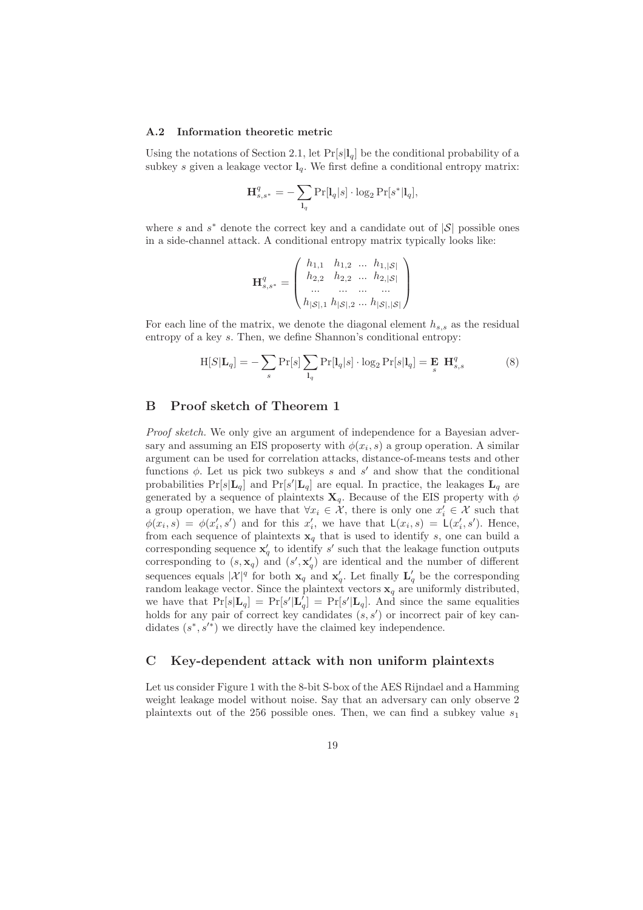### A.2 Information theoretic metric

Using the notations of Section 2.1, let $\Pr[s|\mathbf{l}_q]$ be the conditional probability of a subkey $s$ given a leakage vector $\mathbf{l}_q$. We first define a conditional entropy matrix:

$$\mathbf{H}^q_{s,s^*} = -\sum_{\mathbf{l}_q} \Pr[\mathbf{l}_q|s] \cdot \log_2 \Pr[s^*|\mathbf{l}_q],$$

where $s$ and $s^*$ denote the correct key and a candidate out of $|\mathcal{S}|$ possible ones in a side-channel attack. A conditional entropy matrix typically looks like:

$$\mathbf{H}^q_{s,s^*} = \begin{pmatrix} h_{1,1} & h_{1,2} & ... & h_{1,|\mathcal{S}|} \\ h_{2,2} & h_{2,2} & ... & h_{2,|\mathcal{S}|} \\ ... & ... & ... & ... \\ h_{|\mathcal{S}|,1} & h_{|\mathcal{S}|,2} & ... & h_{|\mathcal{S}|,|\mathcal{S}|} \end{pmatrix}$$

For each line of the matrix, we denote the diagonal element $h_{s,s}$ as the residual entropy of a key $s$. Then, we define Shannon's conditional entropy:

$$\mathrm{H}[S|\mathbf{L}_q] = -\sum_s \Pr[s] \sum_{\mathbf{l}_q} \Pr[\mathbf{l}_q|s] \cdot \log_2 \Pr[s|\mathbf{l}_q] = \mathop{\mathbf{E}}_s \; \mathbf{H}^q_{s,s} \tag{8}$$

## B Proof sketch of Theorem 1

*Proof sketch.* We only give an argument of independence for a Bayesian adversary and assuming an EIS proposerty with $\phi(x_i, s)$ a group operation. A similar argument can be used for correlation attacks, distance-of-means tests and other functions $\phi$. Let us pick two subkeys $s$ and $s'$ and show that the conditional probabilities $\Pr[s|\mathbf{L}_q]$ and $\Pr[s'|\mathbf{L}_q]$ are equal. In practice, the leakages $\mathbf{L}_q$ are generated by a sequence of plaintexts $\mathbf{X}_q$. Because of the EIS property with $\phi$ a group operation, we have that $\forall x_i \in \mathcal{X}$, there is only one $x'_i \in \mathcal{X}$ such that $\phi(x_i, s) = \phi(x'_i, s')$ and for this $x'_i$, we have that $\mathsf{L}(x_i, s) = \mathsf{L}(x'_i, s')$. Hence, from each sequence of plaintexts $\mathbf{x}_q$ that is used to identify $s$, one can build a corresponding sequence $\mathbf{x}'_q$ to identify $s'$ such that the leakage function outputs corresponding to $(s, \mathbf{x}_q)$ and $(s', \mathbf{x}'_q)$ are identical and the number of different sequences equals $|\mathcal{X}|^q$ for both $\mathbf{x}_q$ and $\mathbf{x}'_q$. Let finally $\mathbf{L}'_q$ be the corresponding random leakage vector. Since the plaintext vectors $\mathbf{x}_q$ are uniformly distributed, we have that $\Pr[s|\mathbf{L}_q] = \Pr[s'|\mathbf{L}'_q] = \Pr[s'|\mathbf{L}_q]$. And since the same equalities holds for any pair of correct key candidates $(s, s')$ or incorrect pair of key candidates $(s^*, s'^*)$ we directly have the claimed key independence.

## C Key-dependent attack with non uniform plaintexts

Let us consider Figure 1 with the 8-bit S-box of the AES Rijndael and a Hamming weight leakage model without noise. Say that an adversary can only observe 2 plaintexts out of the 256 possible ones. Then, we can find a subkey value $s_1$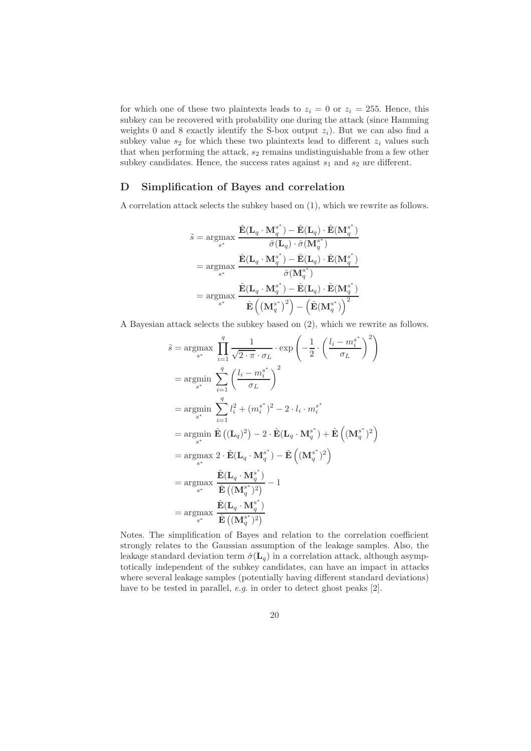for which one of these two plaintexts leads to $z_i = 0$ or $z_i = 255$. Hence, this subkey can be recovered with probability one during the attack (since Hamming weights 0 and 8 exactly identify the S-box output $z_i$). But we can also find a subkey value $s_2$ for which these two plaintexts lead to different $z_i$ values such that when performing the attack, $s_2$ remains undistinguishable from a few other subkey candidates. Hence, the success rates against $s_1$ and $s_2$ are different.

## D Simplification of Bayes and correlation

A correlation attack selects the subkey based on (1), which we rewrite as follows.

$$
\begin{aligned}
\tilde{s} &= \underset{s^*}{\operatorname{argmax}} \frac{\hat{\mathbf{E}}(\mathbf{L}_q \cdot \mathbf{M}_q^{s^*}) - \hat{\mathbf{E}}(\mathbf{L}_q) \cdot \hat{\mathbf{E}}(\mathbf{M}_q^{s^*})}{\hat{\sigma}(\mathbf{L}_q) \cdot \hat{\sigma}(\mathbf{M}_q^{s^*})} \\
&= \underset{s^*}{\operatorname{argmax}} \frac{\hat{\mathbf{E}}(\mathbf{L}_q \cdot \mathbf{M}_q^{s^*}) - \hat{\mathbf{E}}(\mathbf{L}_q) \cdot \hat{\mathbf{E}}(\mathbf{M}_q^{s^*})}{\hat{\sigma}(\mathbf{M}_q^{s^*})} \\
&= \underset{s^*}{\operatorname{argmax}} \frac{\hat{\mathbf{E}}(\mathbf{L}_q \cdot \mathbf{M}_q^{s^*}) - \hat{\mathbf{E}}(\mathbf{L}_q) \cdot \hat{\mathbf{E}}(\mathbf{M}_q^{s^*})}{\hat{\mathbf{E}}\left(\left(\mathbf{M}_q^{s^*}\right)^2\right) - \left(\hat{\mathbf{E}}(\mathbf{M}_q^{s^*})\right)^2}
\end{aligned}
$$

A Bayesian attack selects the subkey based on (2), which we rewrite as follows.

$$
\begin{aligned}
\tilde{s} &= \underset{s^*}{\operatorname{argmax}} \prod_{i=1}^{q} \frac{1}{\sqrt{2 \cdot \pi} \cdot \sigma_L} \cdot \exp\left(-\frac{1}{2} \cdot \left(\frac{l_i - m_i^{s^*}}{\sigma_L}\right)^2\right) \\
&= \underset{s^*}{\operatorname{argmin}} \sum_{i=1}^{q} \left(\frac{l_i - m_i^{s^*}}{\sigma_L}\right)^2 \\
&= \underset{s^*}{\operatorname{argmin}} \sum_{i=1}^{q} l_i^2 + (m_i^{s^*})^2 - 2 \cdot l_i \cdot m_i^{s^*} \\
&= \underset{s^*}{\operatorname{argmin}}\ \hat{\mathbf{E}}\left((\mathbf{L}_q)^2\right) - 2 \cdot \hat{\mathbf{E}}(\mathbf{L}_q \cdot \mathbf{M}_q^{s^*}) + \hat{\mathbf{E}}\left((\mathbf{M}_q^{s^*})^2\right) \\
&= \underset{s^*}{\operatorname{argmax}}\ 2 \cdot \hat{\mathbf{E}}(\mathbf{L}_q \cdot \mathbf{M}_q^{s^*}) - \hat{\mathbf{E}}\left((\mathbf{M}_q^{s^*})^2\right) \\
&= \underset{s^*}{\operatorname{argmax}} \frac{\hat{\mathbf{E}}(\mathbf{L}_q \cdot \mathbf{M}_q^{s^*})}{\hat{\mathbf{E}}\left((\mathbf{M}_q^{s^*})^2\right)} - 1 \\
&= \underset{s^*}{\operatorname{argmax}} \frac{\hat{\mathbf{E}}(\mathbf{L}_q \cdot \mathbf{M}_q^{s^*})}{\hat{\mathbf{E}}\left((\mathbf{M}_q^{s^*})^2\right)}
\end{aligned}
$$

Notes. The simplification of Bayes and relation to the correlation coefficient strongly relates to the Gaussian assumption of the leakage samples. Also, the leakage standard deviation term $\hat{\sigma}(\mathbf{L}_q)$ in a correlation attack, although asymptotically independent of the subkey candidates, can have an impact in attacks where several leakage samples (potentially having different standard deviations) have to be tested in parallel, *e.g.* in order to detect ghost peaks [2].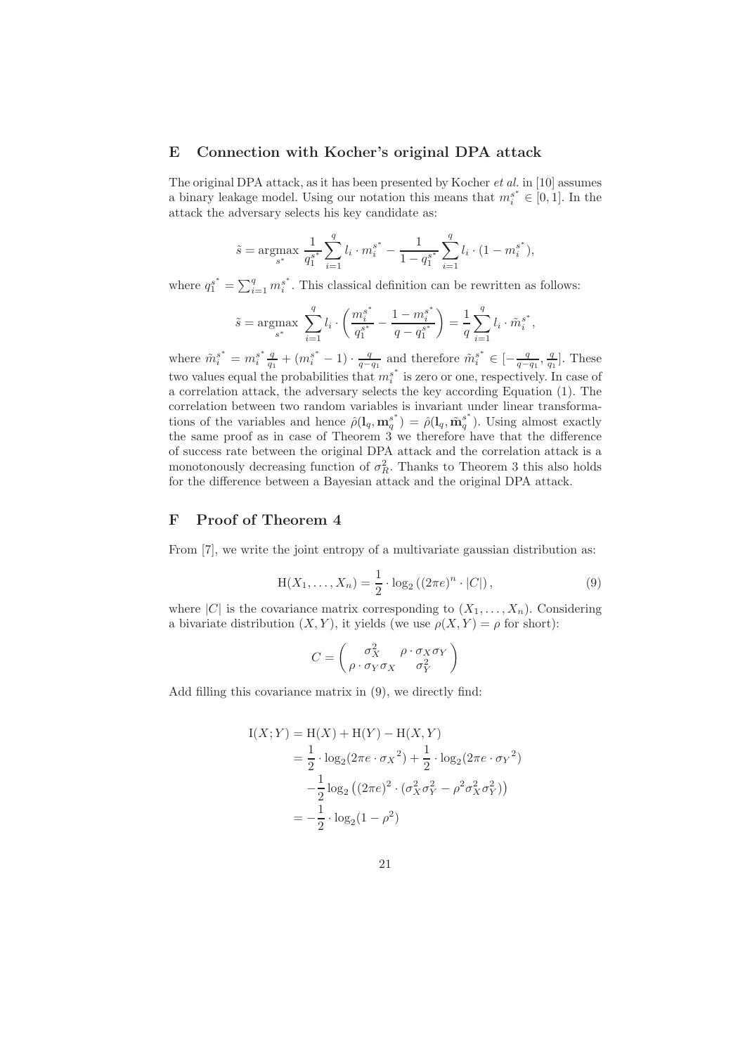## E Connection with Kocher's original DPA attack

The original DPA attack, as it has been presented by Kocher *et al.* in [10] assumes a binary leakage model. Using our notation this means that $m_i^{s^*} \in [0, 1]$. In the attack the adversary selects his key candidate as:

$$\tilde{s} = \underset{s^*}{\text{argmax}} \; \frac{1}{q_1^{s^*}} \sum_{i=1}^{q} l_i \cdot m_i^{s^*} - \frac{1}{1 - q_1^{s^*}} \sum_{i=1}^{q} l_i \cdot (1 - m_i^{s^*}),$$

where $q_1^{s^*} = \sum_{i=1}^{q} m_i^{s^*}$. This classical definition can be rewritten as follows:

$$\tilde{s} = \underset{s^*}{\text{argmax}} \; \sum_{i=1}^{q} l_i \cdot \left( \frac{m_i^{s^*}}{q_1^{s^*}} - \frac{1 - m_i^{s^*}}{q - q_1^{s^*}} \right) = \frac{1}{q} \sum_{i=1}^{q} l_i \cdot \tilde{m}_i^{s^*},$$

where $\tilde{m}_i^{s^*} = m_i^{s^*} \frac{q}{q_1} + (m_i^{s^*} - 1) \cdot \frac{q}{q - q_1}$ and therefore $\tilde{m}_i^{s^*} \in [-\frac{q}{q-q_1}, \frac{q}{q_1}]$. These two values equal the probabilities that $m_i^{s^*}$ is zero or one, respectively. In case of a correlation attack, the adversary selects the key according Equation (1). The correlation between two random variables is invariant under linear transformations of the variables and hence $\hat{\rho}(\mathbf{l}_q, \mathbf{m}_q^{s^*}) = \hat{\rho}(\mathbf{l}_q, \tilde{\mathbf{m}}_q^{s^*})$. Using almost exactly the same proof as in case of Theorem 3 we therefore have that the difference of success rate between the original DPA attack and the correlation attack is a monotonously decreasing function of $\sigma_R^2$. Thanks to Theorem 3 this also holds for the difference between a Bayesian attack and the original DPA attack.

## F Proof of Theorem 4

From [7], we write the joint entropy of a multivariate gaussian distribution as:

$$\mathrm{H}(X_1, \ldots, X_n) = \frac{1}{2} \cdot \log_2 \left( (2\pi e)^n \cdot |C| \right), \tag{9}$$

where $|C|$ is the covariance matrix corresponding to $(X_1, \ldots, X_n)$. Considering a bivariate distribution $(X, Y)$, it yields (we use $\rho(X, Y) = \rho$ for short):

$$C = \begin{pmatrix} \sigma_X^2 & \rho \cdot \sigma_X \sigma_Y \\ \rho \cdot \sigma_Y \sigma_X & \sigma_Y^2 \end{pmatrix}$$

Add filling this covariance matrix in (9), we directly find:

$$\begin{aligned}
\mathrm{I}(X;Y) &= \mathrm{H}(X) + \mathrm{H}(Y) - \mathrm{H}(X,Y) \\
&= \frac{1}{2} \cdot \log_2(2\pi e \cdot {\sigma_X}^2) + \frac{1}{2} \cdot \log_2(2\pi e \cdot {\sigma_Y}^2) \\
&\quad - \frac{1}{2} \log_2 \left( (2\pi e)^2 \cdot (\sigma_X^2 \sigma_Y^2 - \rho^2 \sigma_X^2 \sigma_Y^2) \right) \\
&= -\frac{1}{2} \cdot \log_2(1 - \rho^2)
\end{aligned}$$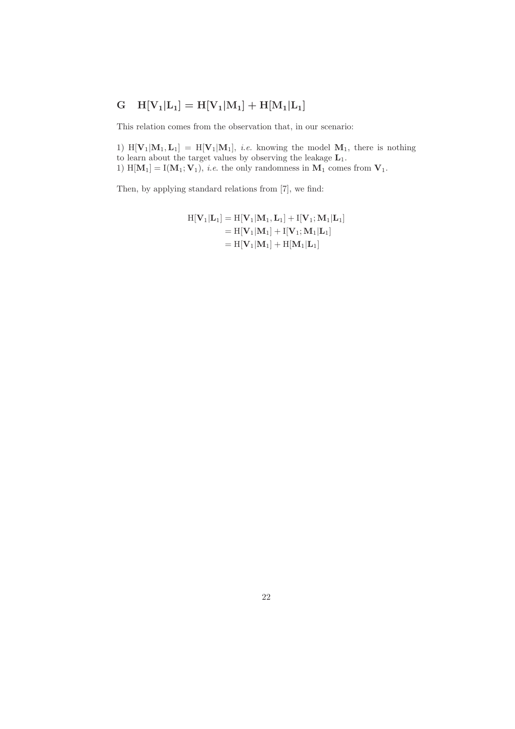# G $\mathbf{H[V_1|L_1] = H[V_1|M_1] + H[M_1|L_1]}$

This relation comes from the observation that, in our scenario:

1) $\mathrm{H}[\mathbf{V}_1|\mathbf{M}_1, \mathbf{L}_1] = \mathrm{H}[\mathbf{V}_1|\mathbf{M}_1]$, *i.e.* knowing the model $\mathbf{M}_1$, there is nothing to learn about the target values by observing the leakage $\mathbf{L}_1$.
1) $\mathrm{H}[\mathbf{M}_1] = \mathrm{I}(\mathbf{M}_1; \mathbf{V}_1)$, *i.e.* the only randomness in $\mathbf{M}_1$ comes from $\mathbf{V}_1$.

Then, by applying standard relations from [7], we find:

$$
\begin{aligned}
\mathrm{H}[\mathbf{V}_1|\mathbf{L}_1] &= \mathrm{H}[\mathbf{V}_1|\mathbf{M}_1, \mathbf{L}_1] + \mathrm{I}[\mathbf{V}_1; \mathbf{M}_1|\mathbf{L}_1] \\
&= \mathrm{H}[\mathbf{V}_1|\mathbf{M}_1] + \mathrm{I}[\mathbf{V}_1; \mathbf{M}_1|\mathbf{L}_1] \\
&= \mathrm{H}[\mathbf{V}_1|\mathbf{M}_1] + \mathrm{H}[\mathbf{M}_1|\mathbf{L}_1]
\end{aligned}
$$